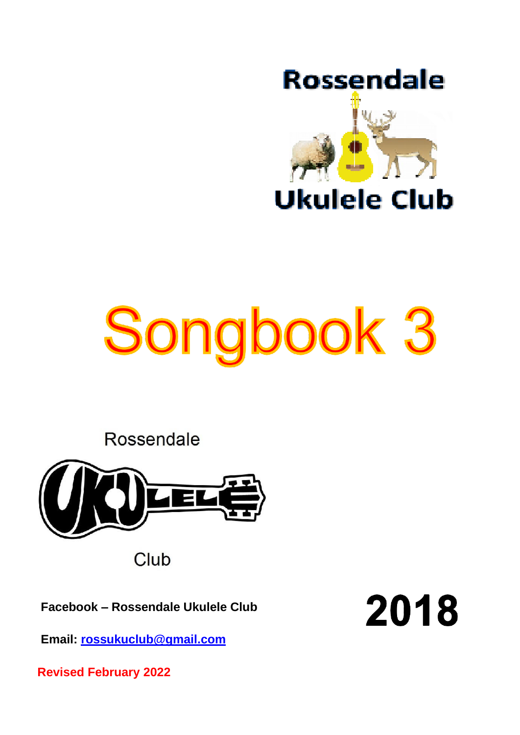# Rossendale Ukulele Club

# Songbook 3

Rossendale

Club

**Facebook – Rossendale Ukulele Club**

**Email: rossukuclub@gmail.com**

**2018**

**Revised February 2022**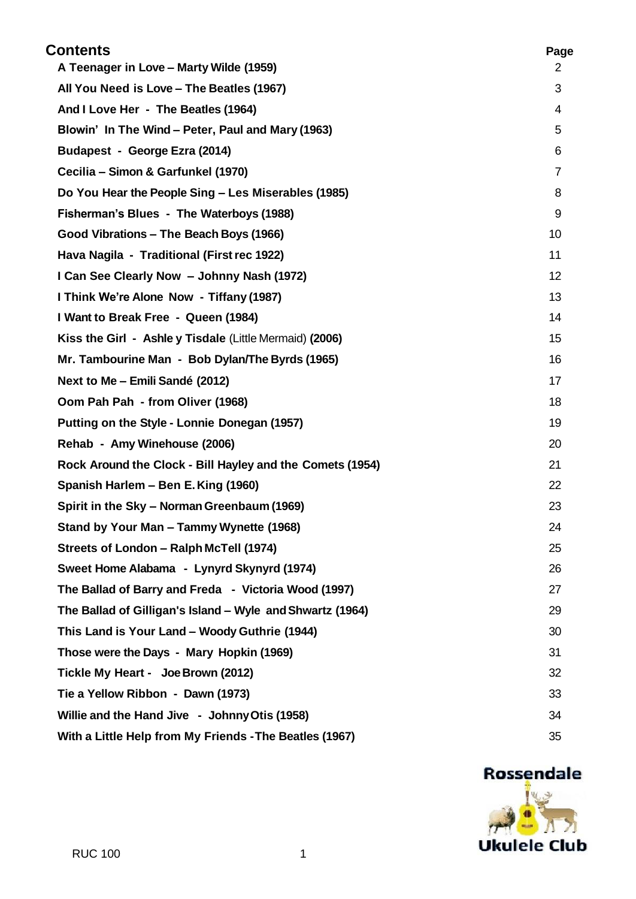# Contents

| Song | Page |
| --- | --- |
| **A Teenager in Love – Marty Wilde (1959)** | 2 |
| **All You Need is Love – The Beatles (1967)** | 3 |
| **And I Love Her - The Beatles (1964)** | 4 |
| **Blowin' In The Wind – Peter, Paul and Mary (1963)** | 5 |
| **Budapest - George Ezra (2014)** | 6 |
| **Cecilia – Simon & Garfunkel (1970)** | 7 |
| **Do You Hear the People Sing – Les Miserables (1985)** | 8 |
| **Fisherman's Blues - The Waterboys (1988)** | 9 |
| **Good Vibrations – The Beach Boys (1966)** | 10 |
| **Hava Nagila - Traditional (First rec 1922)** | 11 |
| **I Can See Clearly Now – Johnny Nash (1972)** | 12 |
| **I Think We're Alone Now - Tiffany (1987)** | 13 |
| **I Want to Break Free - Queen (1984)** | 14 |
| **Kiss the Girl - Ashle y Tisdale** (Little Mermaid) **(2006)** | 15 |
| **Mr. Tambourine Man - Bob Dylan/The Byrds (1965)** | 16 |
| **Next to Me – Emili Sandé (2012)** | 17 |
| **Oom Pah Pah - from Oliver (1968)** | 18 |
| **Putting on the Style - Lonnie Donegan (1957)** | 19 |
| **Rehab - Amy Winehouse (2006)** | 20 |
| **Rock Around the Clock - Bill Hayley and the Comets (1954)** | 21 |
| **Spanish Harlem – Ben E. King (1960)** | 22 |
| **Spirit in the Sky – Norman Greenbaum (1969)** | 23 |
| **Stand by Your Man – Tammy Wynette (1968)** | 24 |
| **Streets of London – Ralph McTell (1974)** | 25 |
| **Sweet Home Alabama - Lynyrd Skynyrd (1974)** | 26 |
| **The Ballad of Barry and Freda - Victoria Wood (1997)** | 27 |
| **The Ballad of Gilligan's Island – Wyle and Shwartz (1964)** | 29 |
| **This Land is Your Land – Woody Guthrie (1944)** | 30 |
| **Those were the Days - Mary Hopkin (1969)** | 31 |
| **Tickle My Heart - Joe Brown (2012)** | 32 |
| **Tie a Yellow Ribbon - Dawn (1973)** | 33 |
| **Willie and the Hand Jive - Johnny Otis (1958)** | 34 |
| **With a Little Help from My Friends -The Beatles (1967)** | 35 |

RUC 100

**Rossendale Ukulele Club**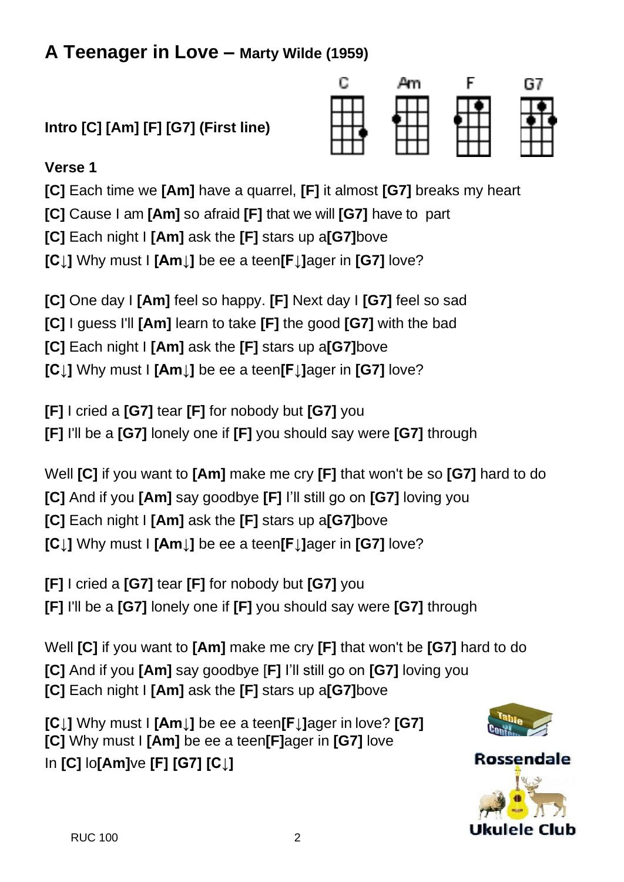# A Teenager in Love – Marty Wilde (1959)

**Intro [C] [Am] [F] [G7] (First line)**

C Am F G7

**Verse 1**

**[C]** Each time we **[Am]** have a quarrel, **[F]** it almost **[G7]** breaks my heart
**[C]** Cause I am **[Am]** so afraid **[F]** that we will **[G7]** have to part
**[C]** Each night I **[Am]** ask the **[F]** stars up a**[G7]**bove
**[C↓]** Why must I **[Am↓]** be ee a teen**[F↓]**ager in **[G7]** love?

**[C]** One day I **[Am]** feel so happy. **[F]** Next day I **[G7]** feel so sad
**[C]** I guess I'll **[Am]** learn to take **[F]** the good **[G7]** with the bad
**[C]** Each night I **[Am]** ask the **[F]** stars up a**[G7]**bove
**[C↓]** Why must I **[Am↓]** be ee a teen**[F↓]**ager in **[G7]** love?

**[F]** I cried a **[G7]** tear **[F]** for nobody but **[G7]** you
**[F]** I'll be a **[G7]** lonely one if **[F]** you should say were **[G7]** through

Well **[C]** if you want to **[Am]** make me cry **[F]** that won't be so **[G7]** hard to do
**[C]** And if you **[Am]** say goodbye **[F]** I'll still go on **[G7]** loving you
**[C]** Each night I **[Am]** ask the **[F]** stars up a**[G7]**bove
**[C↓]** Why must I **[Am↓]** be ee a teen**[F↓]**ager in **[G7]** love?

**[F]** I cried a **[G7]** tear **[F]** for nobody but **[G7]** you
**[F]** I'll be a **[G7]** lonely one if **[F]** you should say were **[G7]** through

Well **[C]** if you want to **[Am]** make me cry **[F]** that won't be **[G7]** hard to do
**[C]** And if you **[Am]** say goodbye [**F]** I'll still go on **[G7]** loving you
**[C]** Each night I **[Am]** ask the **[F]** stars up a**[G7]**bove

**[C↓]** Why must I **[Am↓]** be ee a teen**[F↓]**ager in love? **[G7]**
**[C]** Why must I **[Am]** be ee a teen**[F]**ager in **[G7]** love
In **[C]** lo**[Am]**ve **[F]** **[G7]** **[C↓]**

Rossendale Ukulele Club

RUC 100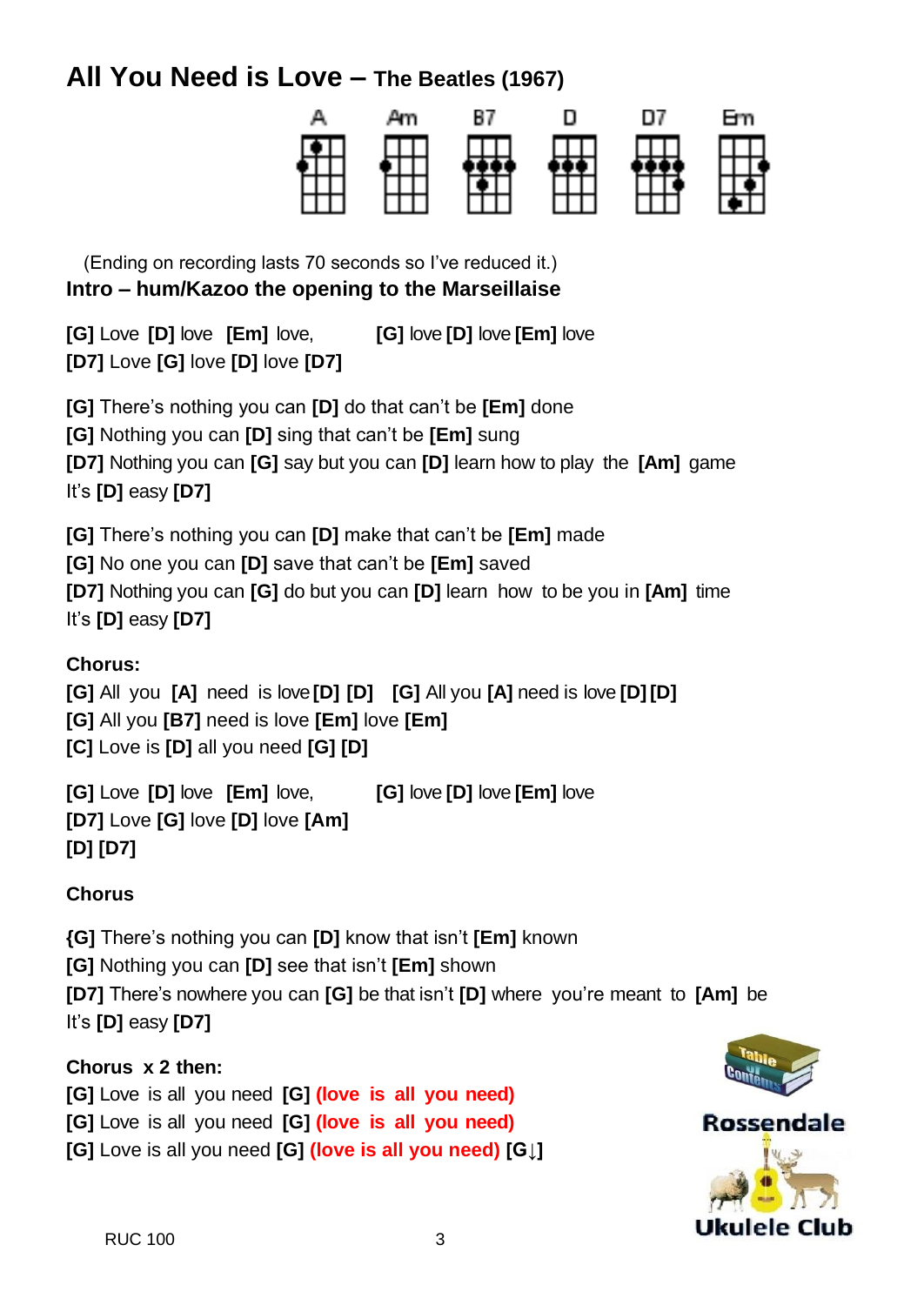# All You Need is Love – The Beatles (1967)

A Am B7 D D7 Em

(Ending on recording lasts 70 seconds so I've reduced it.)

**Intro – hum/Kazoo the opening to the Marseillaise**

**[G]** Love **[D]** love **[Em]** love, **[G]** love **[D]** love **[Em]** love
**[D7]** Love **[G]** love **[D]** love **[D7]**

**[G]** There's nothing you can **[D]** do that can't be **[Em]** done
**[G]** Nothing you can **[D]** sing that can't be **[Em]** sung
**[D7]** Nothing you can **[G]** say but you can **[D]** learn how to play the **[Am]** game
It's **[D]** easy **[D7]**

**[G]** There's nothing you can **[D]** make that can't be **[Em]** made
**[G]** No one you can **[D]** save that can't be **[Em]** saved
**[D7]** Nothing you can **[G]** do but you can **[D]** learn how to be you in **[Am]** time
It's **[D]** easy **[D7]**

**Chorus:**
**[G]** All you **[A]** need is love **[D]** **[D]** **[G]** All you **[A]** need is love **[D]** **[D]**
**[G]** All you **[B7]** need is love **[Em]** love **[Em]**
**[C]** Love is **[D]** all you need **[G]** **[D]**

**[G]** Love **[D]** love **[Em]** love, **[G]** love **[D]** love **[Em]** love
**[D7]** Love **[G]** love **[D]** love **[Am]**
**[D]** **[D7]**

**Chorus**

**{G]** There's nothing you can **[D]** know that isn't **[Em]** known
**[G]** Nothing you can **[D]** see that isn't **[Em]** shown
**[D7]** There's nowhere you can **[G]** be that isn't **[D]** where you're meant to **[Am]** be
It's **[D]** easy **[D7]**

**Chorus x 2 then:**
**[G]** Love is all you need **[G]** **(love is all you need)**
**[G]** Love is all you need **[G]** **(love is all you need)**
**[G]** Love is all you need **[G]** **(love is all you need)** **[G↓]**

Table of Contents

Rossendale Ukulele Club

RUC 100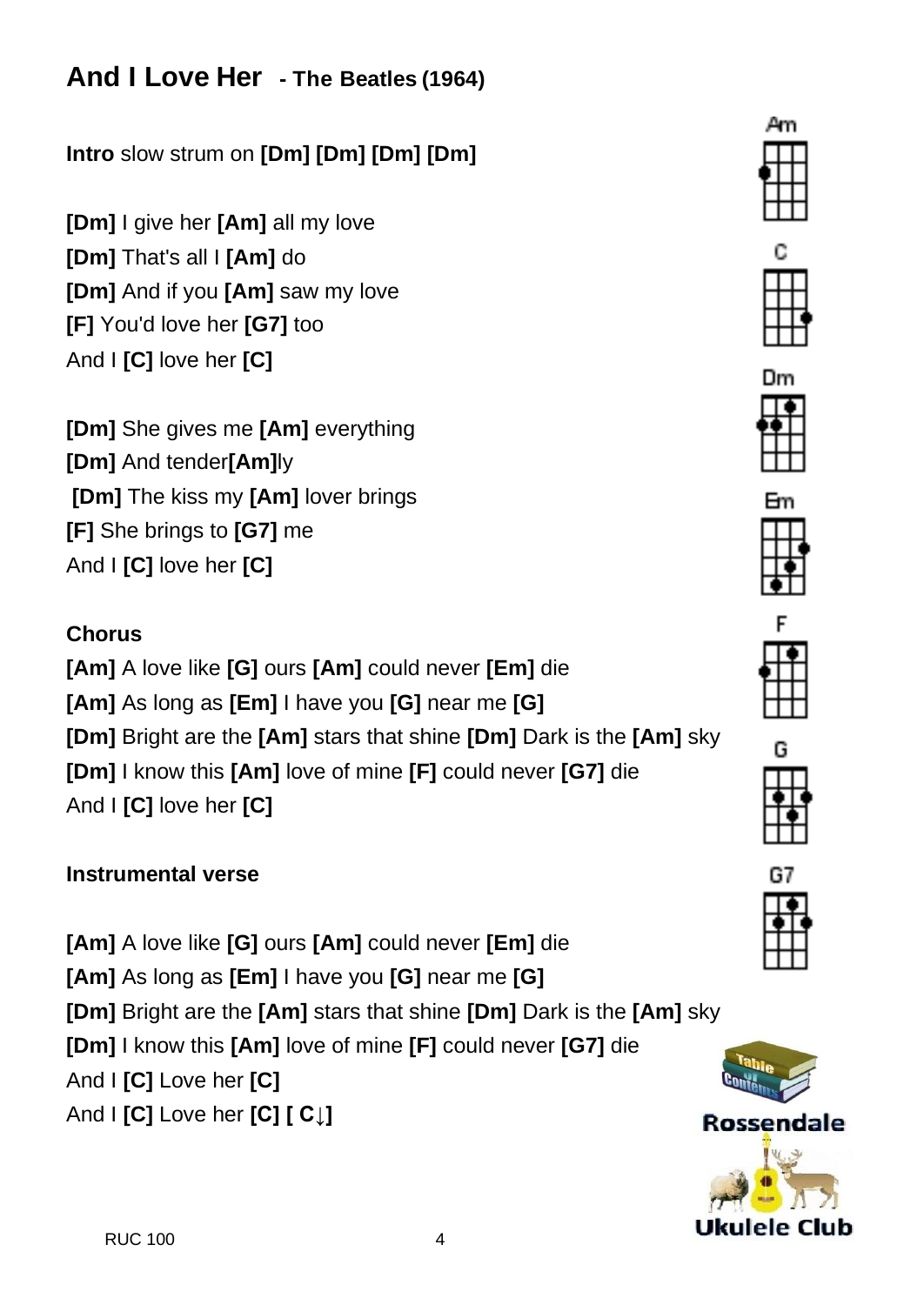# And I Love Her - The Beatles (1964)

**Intro** slow strum on **[Dm] [Dm] [Dm] [Dm]**

**[Dm]** I give her **[Am]** all my love
**[Dm]** That's all I **[Am]** do
**[Dm]** And if you **[Am]** saw my love
**[F]** You'd love her **[G7]** too
And I **[C]** love her **[C]**

**[Dm]** She gives me **[Am]** everything
**[Dm]** And tender**[Am]**ly
**[Dm]** The kiss my **[Am]** lover brings
**[F]** She brings to **[G7]** me
And I **[C]** love her **[C]**

**Chorus**
**[Am]** A love like **[G]** ours **[Am]** could never **[Em]** die
**[Am]** As long as **[Em]** I have you **[G]** near me **[G]**
**[Dm]** Bright are the **[Am]** stars that shine **[Dm]** Dark is the **[Am]** sky
**[Dm]** I know this **[Am]** love of mine **[F]** could never **[G7]** die
And I **[C]** love her **[C]**

**Instrumental verse**

**[Am]** A love like **[G]** ours **[Am]** could never **[Em]** die
**[Am]** As long as **[Em]** I have you **[G]** near me **[G]**
**[Dm]** Bright are the **[Am]** stars that shine **[Dm]** Dark is the **[Am]** sky
**[Dm]** I know this **[Am]** love of mine **[F]** could never **[G7]** die
And I **[C]** Love her **[C]**
And I **[C]** Love her **[C] [ C↓]**

Am C Dm Em F G G7

Rossendale Ukulele Club

RUC 100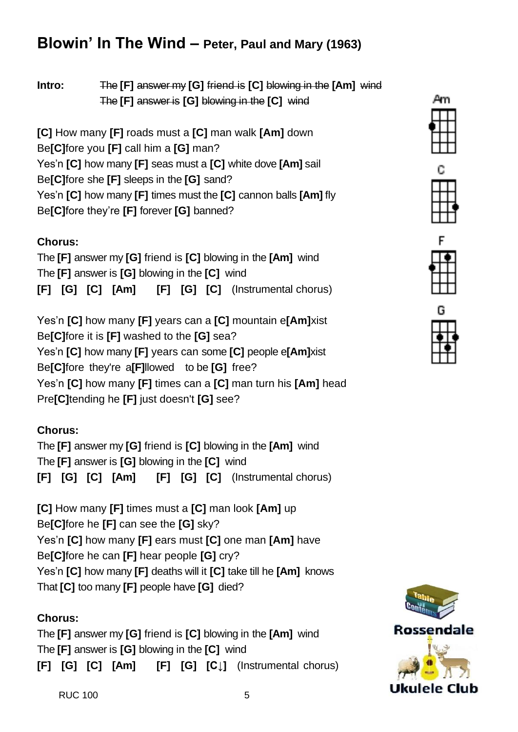## Blowin' In The Wind – Peter, Paul and Mary (1963)

**Intro:** ~~The~~ **[F]** ~~answer my~~ **[G]** ~~friend is~~ **[C]** ~~blowing in the~~ **[Am]** ~~wind~~
~~The~~ **[F]** ~~answer is~~ **[G]** ~~blowing in the~~ **[C]** ~~wind~~

**[C]** How many **[F]** roads must a **[C]** man walk **[Am]** down
Be**[C]**fore you **[F]** call him a **[G]** man?
Yes'n **[C]** how many **[F]** seas must a **[C]** white dove **[Am]** sail
Be**[C]**fore she **[F]** sleeps in the **[G]** sand?
Yes'n **[C]** how many **[F]** times must the **[C]** cannon balls **[Am]** fly
Be**[C]**fore they're **[F]** forever **[G]** banned?

**Chorus:**
The **[F]** answer my **[G]** friend is **[C]** blowing in the **[Am]** wind
The **[F]** answer is **[G]** blowing in the **[C]** wind
**[F]** **[G]** **[C]** **[Am]** **[F]** **[G]** **[C]** (Instrumental chorus)

Yes'n **[C]** how many **[F]** years can a **[C]** mountain e**[Am]**xist
Be**[C]**fore it is **[F]** washed to the **[G]** sea?
Yes'n **[C]** how many **[F]** years can some **[C]** people e**[Am]**xist
Be**[C]**fore they're a**[F]**llowed to be **[G]** free?
Yes'n **[C]** how many **[F]** times can a **[C]** man turn his **[Am]** head
Pre**[C]**tending he **[F]** just doesn't **[G]** see?

**Chorus:**
The **[F]** answer my **[G]** friend is **[C]** blowing in the **[Am]** wind
The **[F]** answer is **[G]** blowing in the **[C]** wind
**[F]** **[G]** **[C]** **[Am]** **[F]** **[G]** **[C]** (Instrumental chorus)

**[C]** How many **[F]** times must a **[C]** man look **[Am]** up
Be**[C]**fore he **[F]** can see the **[G]** sky?
Yes'n **[C]** how many **[F]** ears must **[C]** one man **[Am]** have
Be**[C]**fore he can **[F]** hear people **[G]** cry?
Yes'n **[C]** how many **[F]** deaths will it **[C]** take till he **[Am]** knows
That **[C]** too many **[F]** people have **[G]** died?

**Chorus:**
The **[F]** answer my **[G]** friend is **[C]** blowing in the **[Am]** wind
The **[F]** answer is **[G]** blowing in the **[C]** wind
**[F]** **[G]** **[C]** **[Am]** **[F]** **[G]** **[C↓]** (Instrumental chorus)

Am C F G

Table of Contents

Rossendale Ukulele Club

RUC 100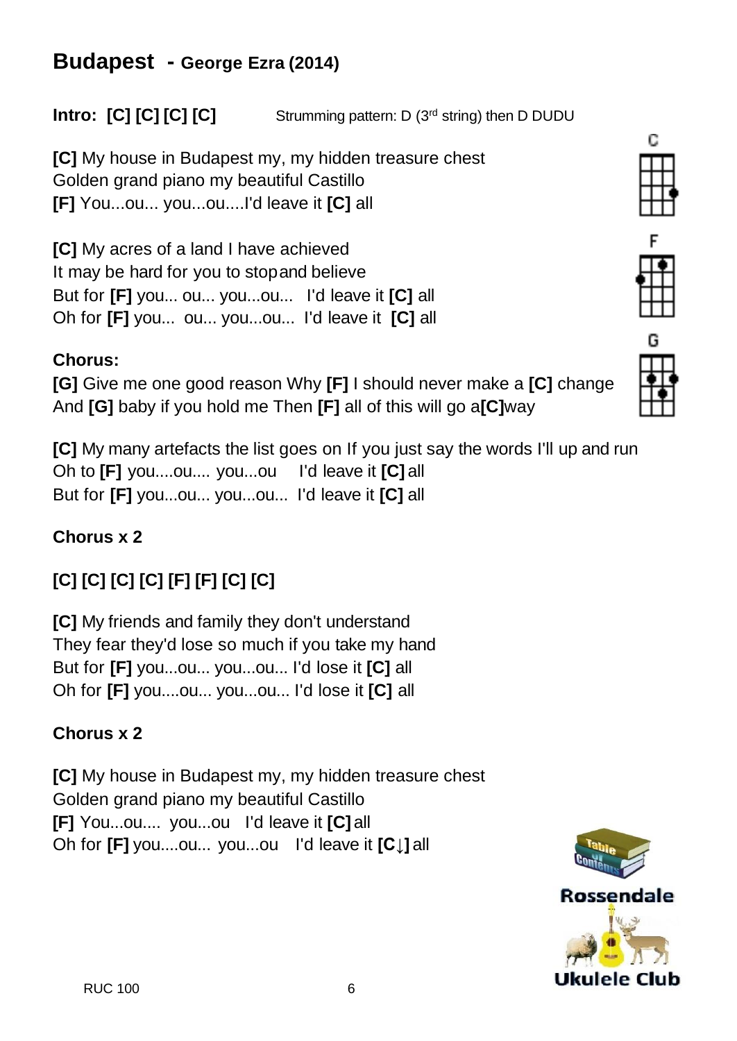# Budapest - George Ezra (2014)

**Intro: [C] [C] [C] [C]** Strumming pattern: D (3rd string) then D DUDU

**[C]** My house in Budapest my, my hidden treasure chest
Golden grand piano my beautiful Castillo
**[F]** You...ou... you...ou....I'd leave it **[C]** all

**[C]** My acres of a land I have achieved
It may be hard for you to stop and believe
But for **[F]** you... ou... you...ou... I'd leave it **[C]** all
Oh for **[F]** you... ou... you...ou... I'd leave it **[C]** all

**Chorus:**
**[G]** Give me one good reason Why **[F]** I should never make a **[C]** change
And **[G]** baby if you hold me Then **[F]** all of this will go a**[C]**way

**[C]** My many artefacts the list goes on If you just say the words I'll up and run
Oh to **[F]** you....ou.... you...ou I'd leave it **[C]** all
But for **[F]** you...ou... you...ou... I'd leave it **[C]** all

**Chorus x 2**

**[C] [C] [C] [C] [F] [F] [C] [C]**

**[C]** My friends and family they don't understand
They fear they'd lose so much if you take my hand
But for **[F]** you...ou... you...ou... I'd lose it **[C]** all
Oh for **[F]** you....ou... you...ou... I'd lose it **[C]** all

**Chorus x 2**

**[C]** My house in Budapest my, my hidden treasure chest
Golden grand piano my beautiful Castillo
**[F]** You...ou.... you...ou I'd leave it **[C]** all
Oh for **[F]** you....ou... you...ou I'd leave it **[C↓]** all

C F G

Rossendale Ukulele Club

RUC 100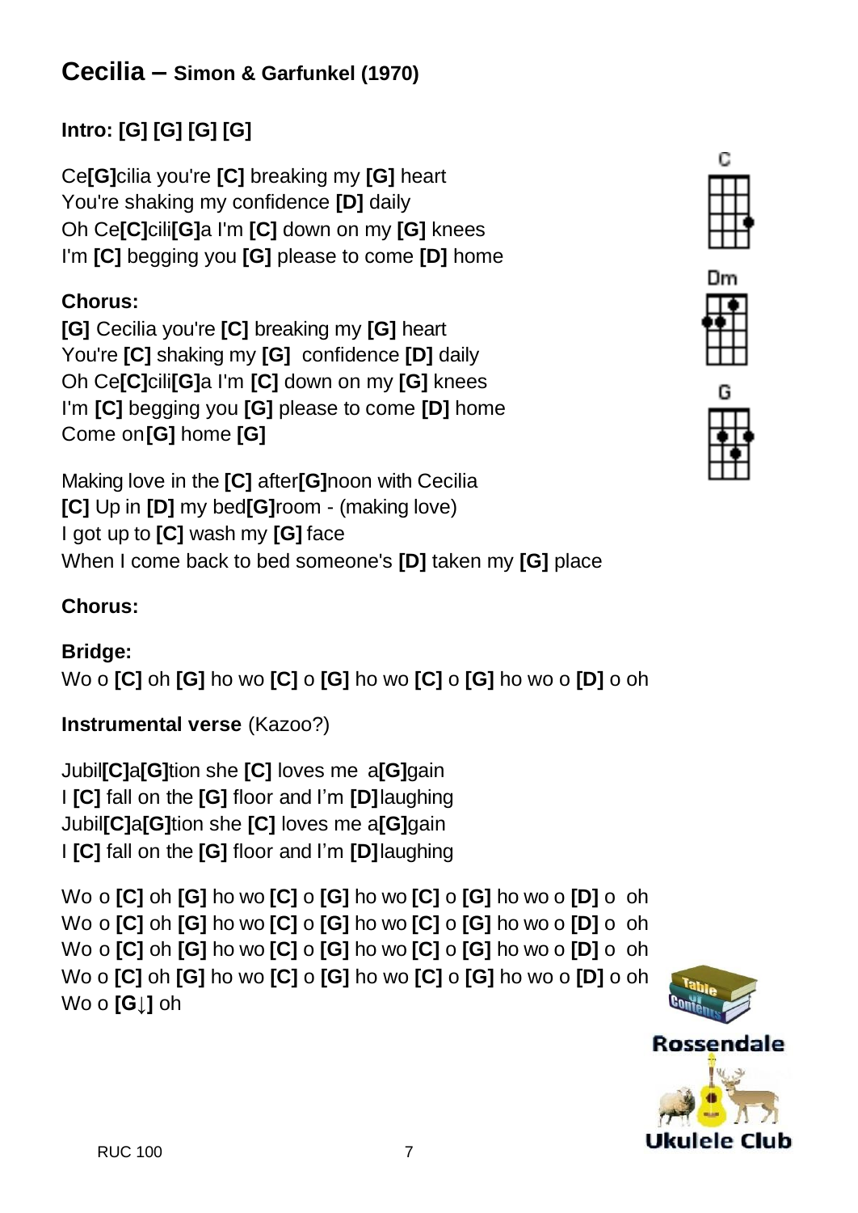# Cecilia – Simon & Garfunkel (1970)

**Intro: [G] [G] [G] [G]**

Ce**[G]**cilia you're **[C]** breaking my **[G]** heart
You're shaking my confidence **[D]** daily
Oh Ce**[C]**cili**[G]**a I'm **[C]** down on my **[G]** knees
I'm **[C]** begging you **[G]** please to come **[D]** home

**Chorus:**
**[G]** Cecilia you're **[C]** breaking my **[G]** heart
You're **[C]** shaking my **[G]** confidence **[D]** daily
Oh Ce**[C]**cili**[G]**a I'm **[C]** down on my **[G]** knees
I'm **[C]** begging you **[G]** please to come **[D]** home
Come on**[G]** home **[G]**

Making love in the **[C]** after**[G]**noon with Cecilia
**[C]** Up in **[D]** my bed**[G]**room - (making love)
I got up to **[C]** wash my **[G]** face
When I come back to bed someone's **[D]** taken my **[G]** place

**Chorus:**

**Bridge:**
Wo o **[C]** oh **[G]** ho wo **[C]** o **[G]** ho wo **[C]** o **[G]** ho wo o **[D]** o oh

**Instrumental verse** (Kazoo?)

Jubil**[C]**a**[G]**tion she **[C]** loves me a**[G]**gain
I **[C]** fall on the **[G]** floor and I'm **[D]** laughing
Jubil**[C]**a**[G]**tion she **[C]** loves me a**[G]**gain
I **[C]** fall on the **[G]** floor and I'm **[D]** laughing

Wo o **[C]** oh **[G]** ho wo **[C]** o **[G]** ho wo **[C]** o **[G]** ho wo o **[D]** o oh
Wo o **[C]** oh **[G]** ho wo **[C]** o **[G]** ho wo **[C]** o **[G]** ho wo o **[D]** o oh
Wo o **[C]** oh **[G]** ho wo **[C]** o **[G]** ho wo **[C]** o **[G]** ho wo o **[D]** o oh
Wo o **[C]** oh **[G]** ho wo **[C]** o **[G]** ho wo **[C]** o **[G]** ho wo o **[D]** o oh
Wo o **[G↓]** oh

C Dm G

Table of Contents

Rossendale Ukulele Club

RUC 100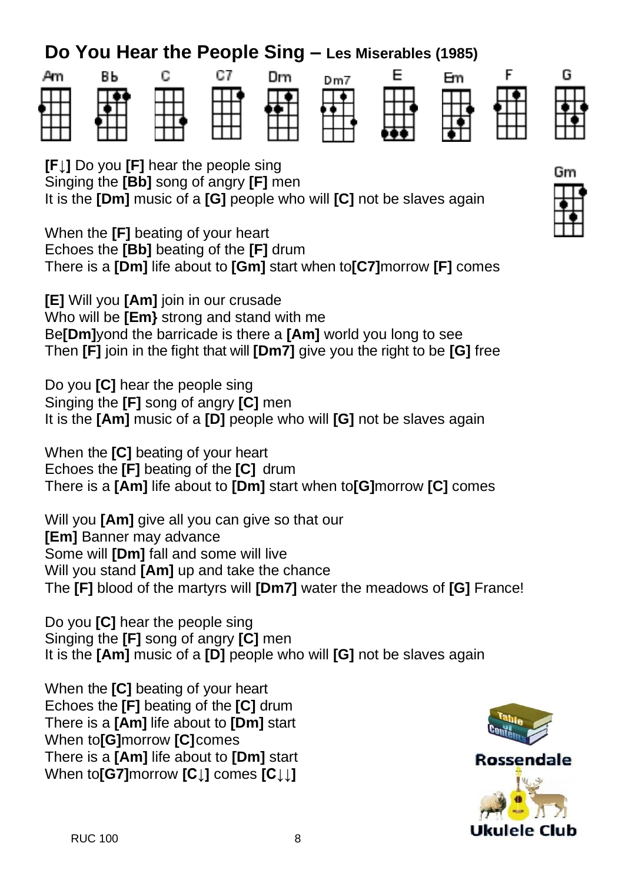# Do You Hear the People Sing – Les Miserables (1985)

Am Bb C C7 Dm Dm7 E Em F G

Gm

**[F↓]** Do you **[F]** hear the people sing
Singing the **[Bb]** song of angry **[F]** men
It is the **[Dm]** music of a **[G]** people who will **[C]** not be slaves again

When the **[F]** beating of your heart
Echoes the **[Bb]** beating of the **[F]** drum
There is a **[Dm]** life about to **[Gm]** start when to**[C7]**morrow **[F]** comes

**[E]** Will you **[Am]** join in our crusade
Who will be **[Em}** strong and stand with me
Be**[Dm]**yond the barricade is there a **[Am]** world you long to see
Then **[F]** join in the fight that will **[Dm7]** give you the right to be **[G]** free

Do you **[C]** hear the people sing
Singing the **[F]** song of angry **[C]** men
It is the **[Am]** music of a **[D]** people who will **[G]** not be slaves again

When the **[C]** beating of your heart
Echoes the **[F]** beating of the **[C]** drum
There is a **[Am]** life about to **[Dm]** start when to**[G]**morrow **[C]** comes

Will you **[Am]** give all you can give so that our
**[Em]** Banner may advance
Some will **[Dm]** fall and some will live
Will you stand **[Am]** up and take the chance
The **[F]** blood of the martyrs will **[Dm7]** water the meadows of **[G]** France!

Do you **[C]** hear the people sing
Singing the **[F]** song of angry **[C]** men
It is the **[Am]** music of a **[D]** people who will **[G]** not be slaves again

When the **[C]** beating of your heart
Echoes the **[F]** beating of the **[C]** drum
There is a **[Am]** life about to **[Dm]** start
When to**[G]**morrow **[C]** comes
There is a **[Am]** life about to **[Dm]** start
When to**[G7]**morrow **[C↓]** comes **[C↓↓]**

Table of Contents

Rossendale Ukulele Club

RUC 100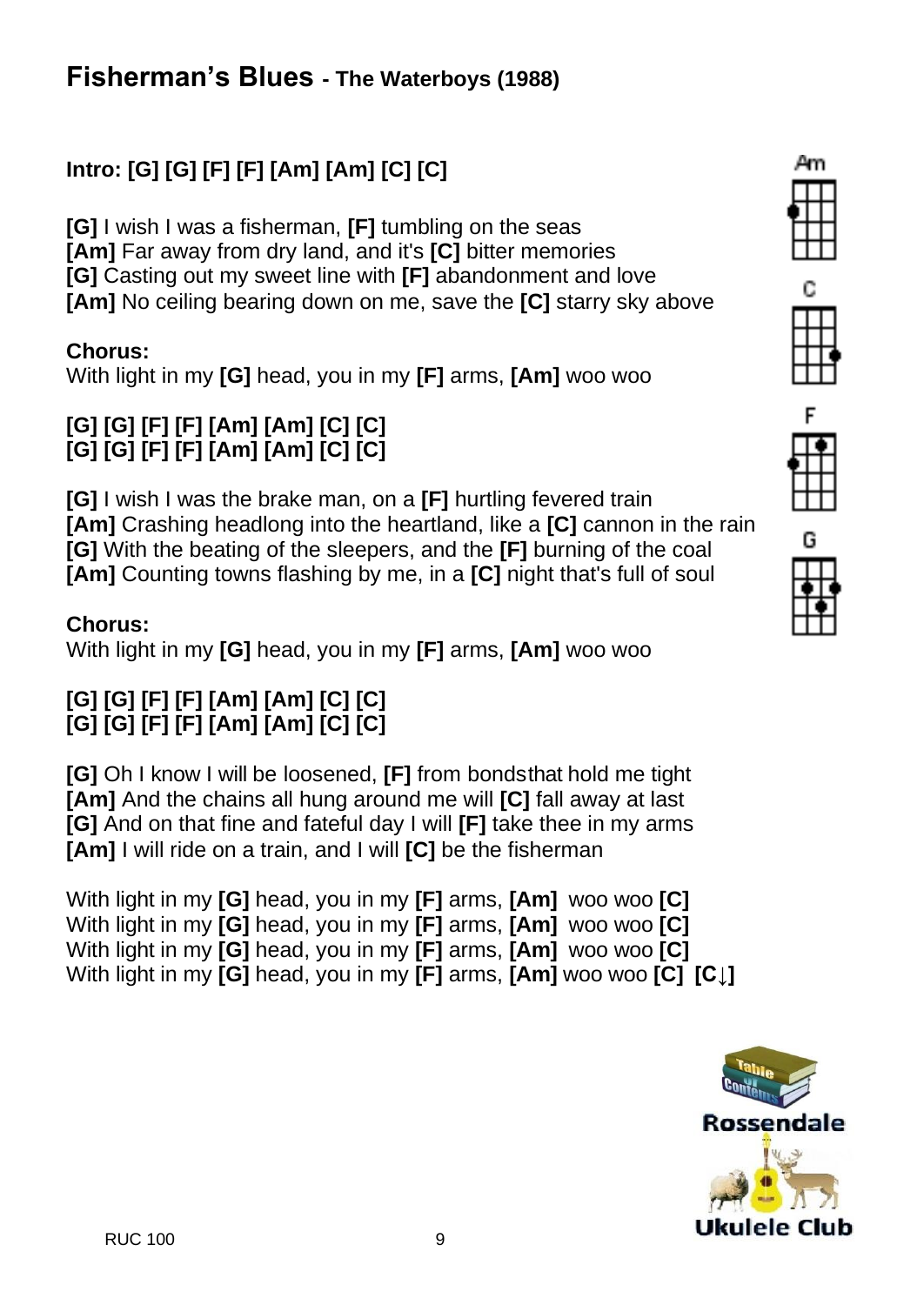# Fisherman's Blues - The Waterboys (1988)

**Intro: [G] [G] [F] [F] [Am] [Am] [C] [C]**

**[G]** I wish I was a fisherman, **[F]** tumbling on the seas
**[Am]** Far away from dry land, and it's **[C]** bitter memories
**[G]** Casting out my sweet line with **[F]** abandonment and love
**[Am]** No ceiling bearing down on me, save the **[C]** starry sky above

**Chorus:**
With light in my **[G]** head, you in my **[F]** arms, **[Am]** woo woo

**[G] [G] [F] [F] [Am] [Am] [C] [C]**
**[G] [G] [F] [F] [Am] [Am] [C] [C]**

**[G]** I wish I was the brake man, on a **[F]** hurtling fevered train
**[Am]** Crashing headlong into the heartland, like a **[C]** cannon in the rain
**[G]** With the beating of the sleepers, and the **[F]** burning of the coal
**[Am]** Counting towns flashing by me, in a **[C]** night that's full of soul

**Chorus:**
With light in my **[G]** head, you in my **[F]** arms, **[Am]** woo woo

**[G] [G] [F] [F] [Am] [Am] [C] [C]**
**[G] [G] [F] [F] [Am] [Am] [C] [C]**

**[G]** Oh I know I will be loosened, **[F]** from bondsthat hold me tight
**[Am]** And the chains all hung around me will **[C]** fall away at last
**[G]** And on that fine and fateful day I will **[F]** take thee in my arms
**[Am]** I will ride on a train, and I will **[C]** be the fisherman

With light in my **[G]** head, you in my **[F]** arms, **[Am]** woo woo **[C]**
With light in my **[G]** head, you in my **[F]** arms, **[Am]** woo woo **[C]**
With light in my **[G]** head, you in my **[F]** arms, **[Am]** woo woo **[C]**
With light in my **[G]** head, you in my **[F]** arms, **[Am]** woo woo **[C]** **[C↓]**

Am C F G

Rossendale Ukulele Club

RUC 100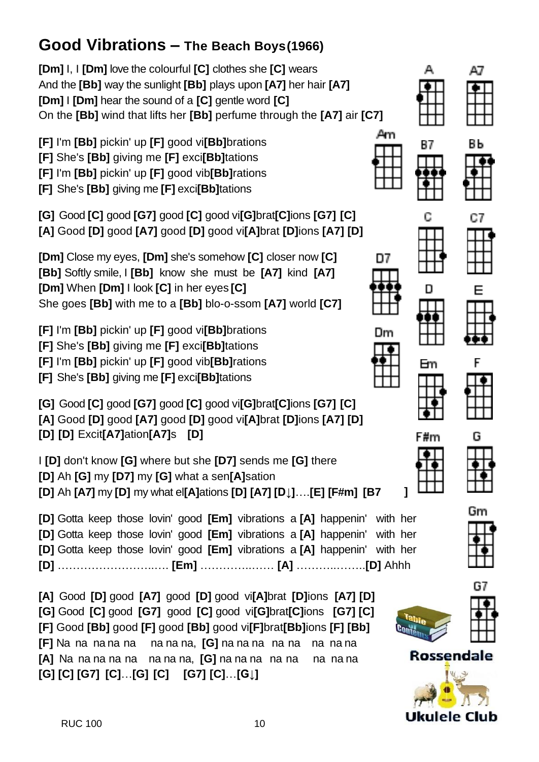## Good Vibrations – The Beach Boys (1966)

**[Dm]** I, I **[Dm]** love the colourful **[C]** clothes she **[C]** wears
And the **[Bb]** way the sunlight **[Bb]** plays upon **[A7]** her hair **[A7]**
**[Dm]** I **[Dm]** hear the sound of a **[C]** gentle word **[C]**
On the **[Bb]** wind that lifts her **[Bb]** perfume through the **[A7]** air **[C7]**

**[F]** I'm **[Bb]** pickin' up **[F]** good vi**[Bb]**brations
**[F]** She's **[Bb]** giving me **[F]** exci**[Bb]**tations
**[F]** I'm **[Bb]** pickin' up **[F]** good vib**[Bb]**rations
**[F]** She's **[Bb]** giving me **[F]** exci**[Bb]**tations

**[G]** Good **[C]** good **[G7]** good **[C]** good vi**[G]**brat**[C]**ions **[G7]** **[C]**
**[A]** Good **[D]** good **[A7]** good **[D]** good vi**[A]**brat **[D]**ions **[A7]** **[D]**

**[Dm]** Close my eyes, **[Dm]** she's somehow **[C]** closer now **[C]**
**[Bb]** Softly smile, I **[Bb]** know she must be **[A7]** kind **[A7]**
**[Dm]** When **[Dm]** I look **[C]** in her eyes **[C]**
She goes **[Bb]** with me to a **[Bb]** blo-o-ssom **[A7]** world **[C7]**

**[F]** I'm **[Bb]** pickin' up **[F]** good vi**[Bb]**brations
**[F]** She's **[Bb]** giving me **[F]** exci**[Bb]**tations
**[F]** I'm **[Bb]** pickin' up **[F]** good vib**[Bb]**rations
**[F]** She's **[Bb]** giving me **[F]** exci**[Bb]**tations

**[G]** Good **[C]** good **[G7]** good **[C]** good vi**[G]**brat**[C]**ions **[G7]** **[C]**
**[A]** Good **[D]** good **[A7]** good **[D]** good vi**[A]**brat **[D]**ions **[A7]** **[D]**
**[D]** **[D]** Excit**[A7]**ation**[A7]**s **[D]**

I **[D]** don't know **[G]** where but she **[D7]** sends me **[G]** there
**[D]** Ah **[G]** my **[D7]** my **[G]** what a sen**[A]**sation
**[D]** Ah **[A7]** my **[D]** my what el**[A]**ations **[D]** **[A7]** **[D↓]**….**[E]** **[F#m]** **[B7 ]**

**[D]** Gotta keep those lovin' good **[Em]** vibrations a **[A]** happenin' with her
**[D]** Gotta keep those lovin' good **[Em]** vibrations a **[A]** happenin' with her
**[D]** Gotta keep those lovin' good **[Em]** vibrations a **[A]** happenin' with her
**[D]** ……………………..…. **[Em]** ……………..…… **[A]** ……….……..**[D]** Ahhh

**[A]** Good **[D]** good **[A7]** good **[D]** good vi**[A]**brat **[D]**ions **[A7]** **[D]**
**[G]** Good **[C]** good **[G7]** good **[C]** good vi**[G]**brat**[C]**ions **[G7]** **[C]**
**[F]** Good **[Bb]** good **[F]** good **[Bb]** good vi**[F]**brat**[Bb]**ions **[F]** **[Bb]**
**[F]** Na na na na na na na na, **[G]** na na na na na na na na
**[A]** Na na na na na na na na, **[G]** na na na na na na na na
**[G]** **[C]** **[G7]** **[C]**…**[G]** **[C]** **[G7]** **[C]**…**[G↓]**

A, A7, Am, B7, Bb, C, C7, D7, D, E, Dm, Em, F, F#m, G, Gm, G7

Table of Contents

Rossendale Ukulele Club

RUC 100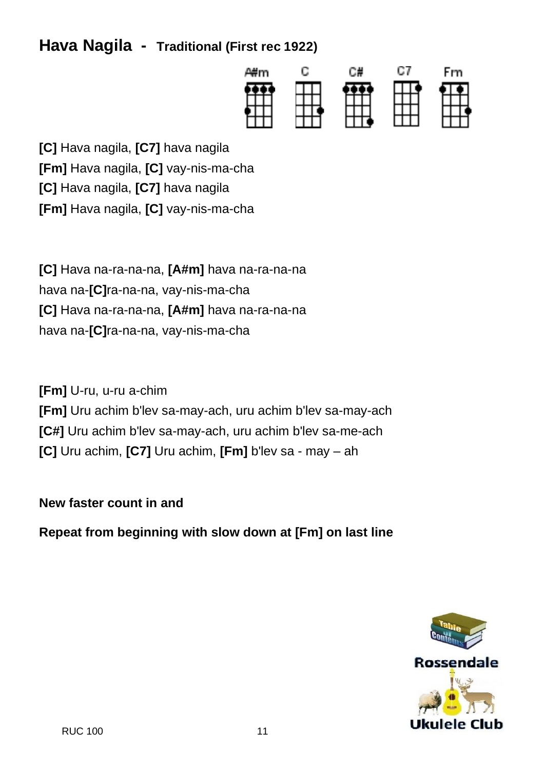# Hava Nagila - Traditional (First rec 1922)

A#m C C# C7 Fm

**[C]** Hava nagila, **[C7]** hava nagila
**[Fm]** Hava nagila, **[C]** vay-nis-ma-cha
**[C]** Hava nagila, **[C7]** hava nagila
**[Fm]** Hava nagila, **[C]** vay-nis-ma-cha

**[C]** Hava na-ra-na-na, **[A#m]** hava na-ra-na-na
hava na-**[C]**ra-na-na, vay-nis-ma-cha
**[C]** Hava na-ra-na-na, **[A#m]** hava na-ra-na-na
hava na-**[C]**ra-na-na, vay-nis-ma-cha

**[Fm]** U-ru, u-ru a-chim
**[Fm]** Uru achim b'lev sa-may-ach, uru achim b'lev sa-may-ach
**[C#]** Uru achim b'lev sa-may-ach, uru achim b'lev sa-me-ach
**[C]** Uru achim, **[C7]** Uru achim, **[Fm]** b'lev sa - may – ah

**New faster count in and**

**Repeat from beginning with slow down at [Fm] on last line**

RUC 100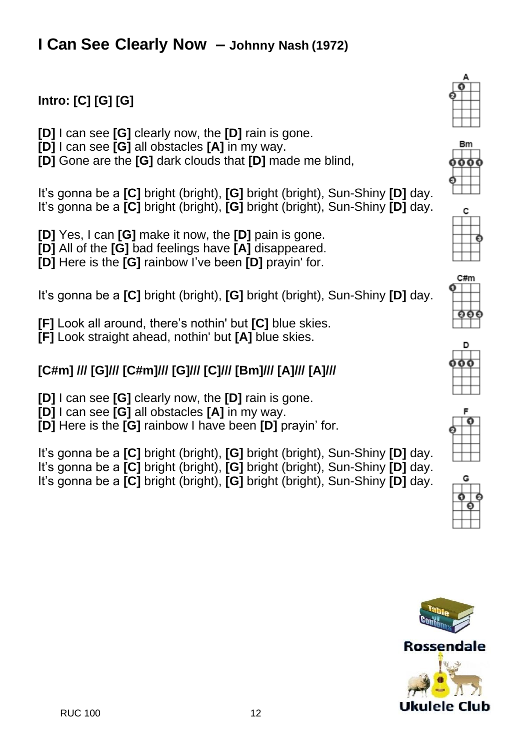# I Can See Clearly Now – Johnny Nash (1972)

**Intro: [C] [G] [G]**

**[D]** I can see **[G]** clearly now, the **[D]** rain is gone.
**[D]** I can see **[G]** all obstacles **[A]** in my way.
**[D]** Gone are the **[G]** dark clouds that **[D]** made me blind,

It's gonna be a **[C]** bright (bright), **[G]** bright (bright), Sun-Shiny **[D]** day.
It's gonna be a **[C]** bright (bright), **[G]** bright (bright), Sun-Shiny **[D]** day.

**[D]** Yes, I can **[G]** make it now, the **[D]** pain is gone.
**[D]** All of the **[G]** bad feelings have **[A]** disappeared.
**[D]** Here is the **[G]** rainbow I've been **[D]** prayin' for.

It's gonna be a **[C]** bright (bright), **[G]** bright (bright), Sun-Shiny **[D]** day.

**[F]** Look all around, there's nothin' but **[C]** blue skies.
**[F]** Look straight ahead, nothin' but **[A]** blue skies.

**[C#m] /// [G]/// [C#m]/// [G]/// [C]/// [Bm]/// [A]/// [A]///**

**[D]** I can see **[G]** clearly now, the **[D]** rain is gone.
**[D]** I can see **[G]** all obstacles **[A]** in my way.
**[D]** Here is the **[G]** rainbow I have been **[D]** prayin' for.

It's gonna be a **[C]** bright (bright), **[G]** bright (bright), Sun-Shiny **[D]** day.
It's gonna be a **[C]** bright (bright), **[G]** bright (bright), Sun-Shiny **[D]** day.
It's gonna be a **[C]** bright (bright), **[G]** bright (bright), Sun-Shiny **[D]** day.

A Bm C C#m D F G

Rossendale Ukulele Club

RUC 100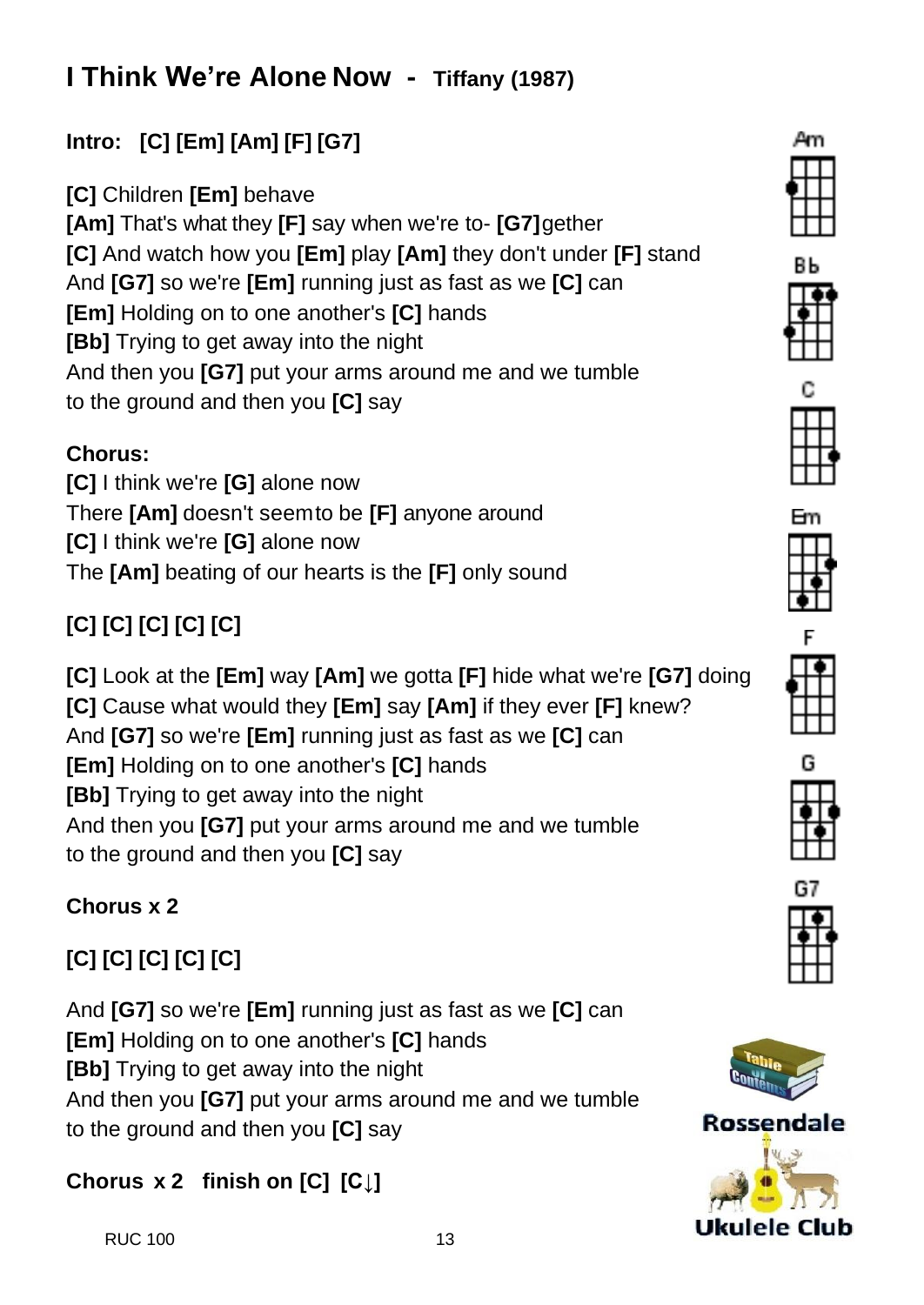# I Think We're Alone Now - **Tiffany (1987)**

**Intro: [C] [Em] [Am] [F] [G7]**

**[C]** Children **[Em]** behave
**[Am]** That's what they **[F]** say when we're to- **[G7]** gether
**[C]** And watch how you **[Em]** play **[Am]** they don't under **[F]** stand
And **[G7]** so we're **[Em]** running just as fast as we **[C]** can
**[Em]** Holding on to one another's **[C]** hands
**[Bb]** Trying to get away into the night
And then you **[G7]** put your arms around me and we tumble
to the ground and then you **[C]** say

**Chorus:**
**[C]** I think we're **[G]** alone now
There **[Am]** doesn't seem to be **[F]** anyone around
**[C]** I think we're **[G]** alone now
The **[Am]** beating of our hearts is the **[F]** only sound

**[C] [C] [C] [C] [C]**

**[C]** Look at the **[Em]** way **[Am]** we gotta **[F]** hide what we're **[G7]** doing
**[C]** Cause what would they **[Em]** say **[Am]** if they ever **[F]** knew?
And **[G7]** so we're **[Em]** running just as fast as we **[C]** can
**[Em]** Holding on to one another's **[C]** hands
**[Bb]** Trying to get away into the night
And then you **[G7]** put your arms around me and we tumble
to the ground and then you **[C]** say

**Chorus x 2**

**[C] [C] [C] [C] [C]**

And **[G7]** so we're **[Em]** running just as fast as we **[C]** can
**[Em]** Holding on to one another's **[C]** hands
**[Bb]** Trying to get away into the night
And then you **[G7]** put your arms around me and we tumble
to the ground and then you **[C]** say

**Chorus x 2 finish on [C] [C↓]**

Am Bb C Em F G G7

Table of Contents

Rossendale Ukulele Club

RUC 100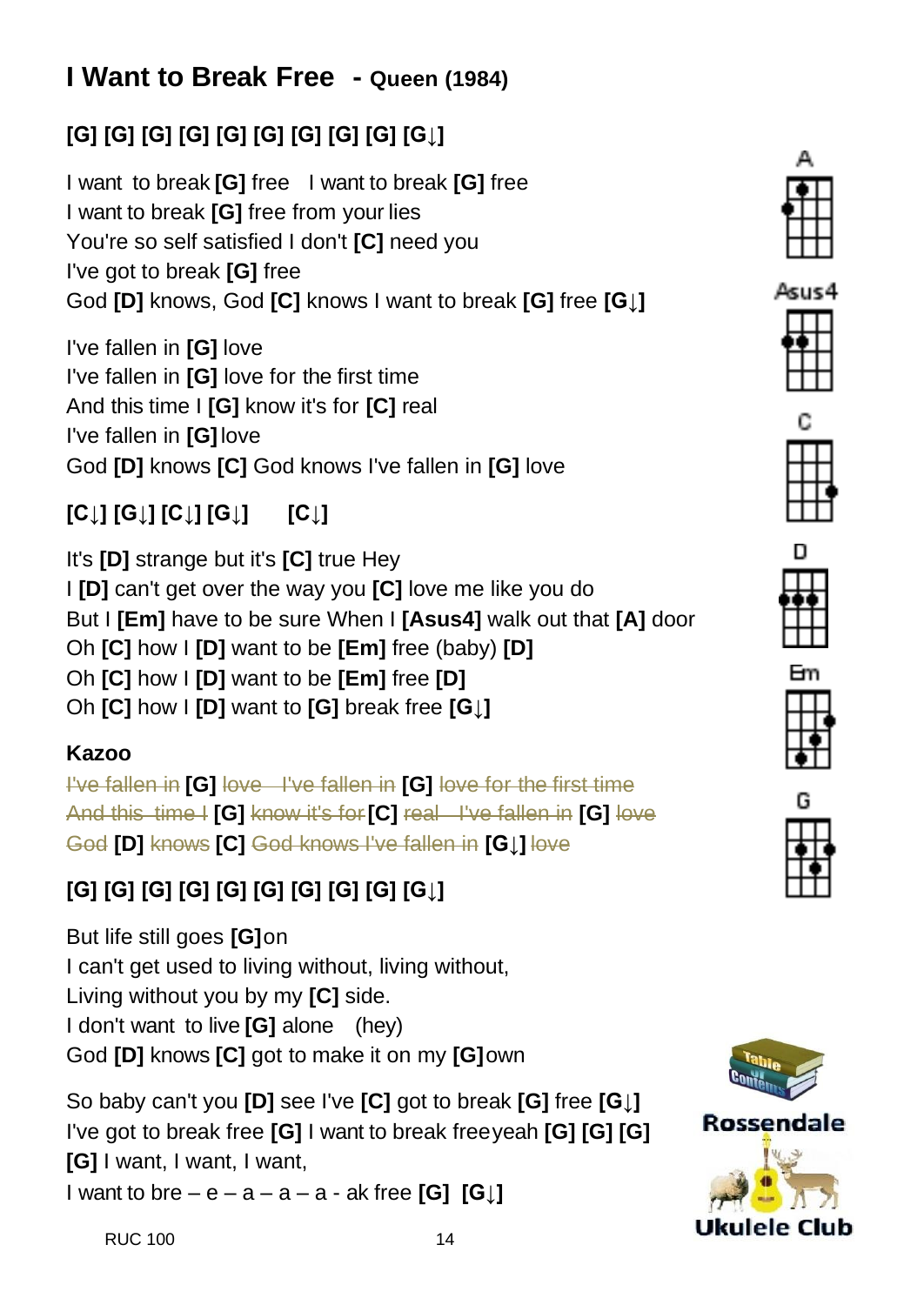# I Want to Break Free - Queen (1984)

**[G] [G] [G] [G] [G] [G] [G] [G] [G] [G↓]**

I want to break **[G]** free I want to break **[G]** free
I want to break **[G]** free from your lies
You're so self satisfied I don't **[C]** need you
I've got to break **[G]** free
God **[D]** knows, God **[C]** knows I want to break **[G]** free **[G↓]**

I've fallen in **[G]** love
I've fallen in **[G]** love for the first time
And this time I **[G]** know it's for **[C]** real
I've fallen in **[G]** love
God **[D]** knows **[C]** God knows I've fallen in **[G]** love

**[C↓] [G↓] [C↓] [G↓] [C↓]**

It's **[D]** strange but it's **[C]** true Hey
I **[D]** can't get over the way you **[C]** love me like you do
But I **[Em]** have to be sure When I **[Asus4]** walk out that **[A]** door
Oh **[C]** how I **[D]** want to be **[Em]** free (baby) **[D]**
Oh **[C]** how I **[D]** want to be **[Em]** free **[D]**
Oh **[C]** how I **[D]** want to **[G]** break free **[G↓]**

**Kazoo**

~~I've fallen in~~ **[G]** ~~love I've fallen in~~ **[G]** ~~love for the first time~~
~~And this time I~~ **[G]** ~~know it's for~~ **[C]** ~~real I've fallen in~~ **[G]** ~~love~~
~~God~~ **[D]** ~~knows~~ **[C]** ~~God knows I've fallen in~~ **[G↓]** ~~love~~

**[G] [G] [G] [G] [G] [G] [G] [G] [G] [G↓]**

But life still goes **[G]** on
I can't get used to living without, living without,
Living without you by my **[C]** side.
I don't want to live **[G]** alone (hey)
God **[D]** knows **[C]** got to make it on my **[G]** own

So baby can't you **[D]** see I've **[C]** got to break **[G]** free **[G↓]**
I've got to break free **[G]** I want to break freeyeah **[G] [G] [G]**
**[G]** I want, I want, I want,
I want to bre – e – a – a – a - ak free **[G] [G↓]**

A

Asus4

C

D

Em

G

Table of Contents

Rossendale Ukulele Club

RUC 100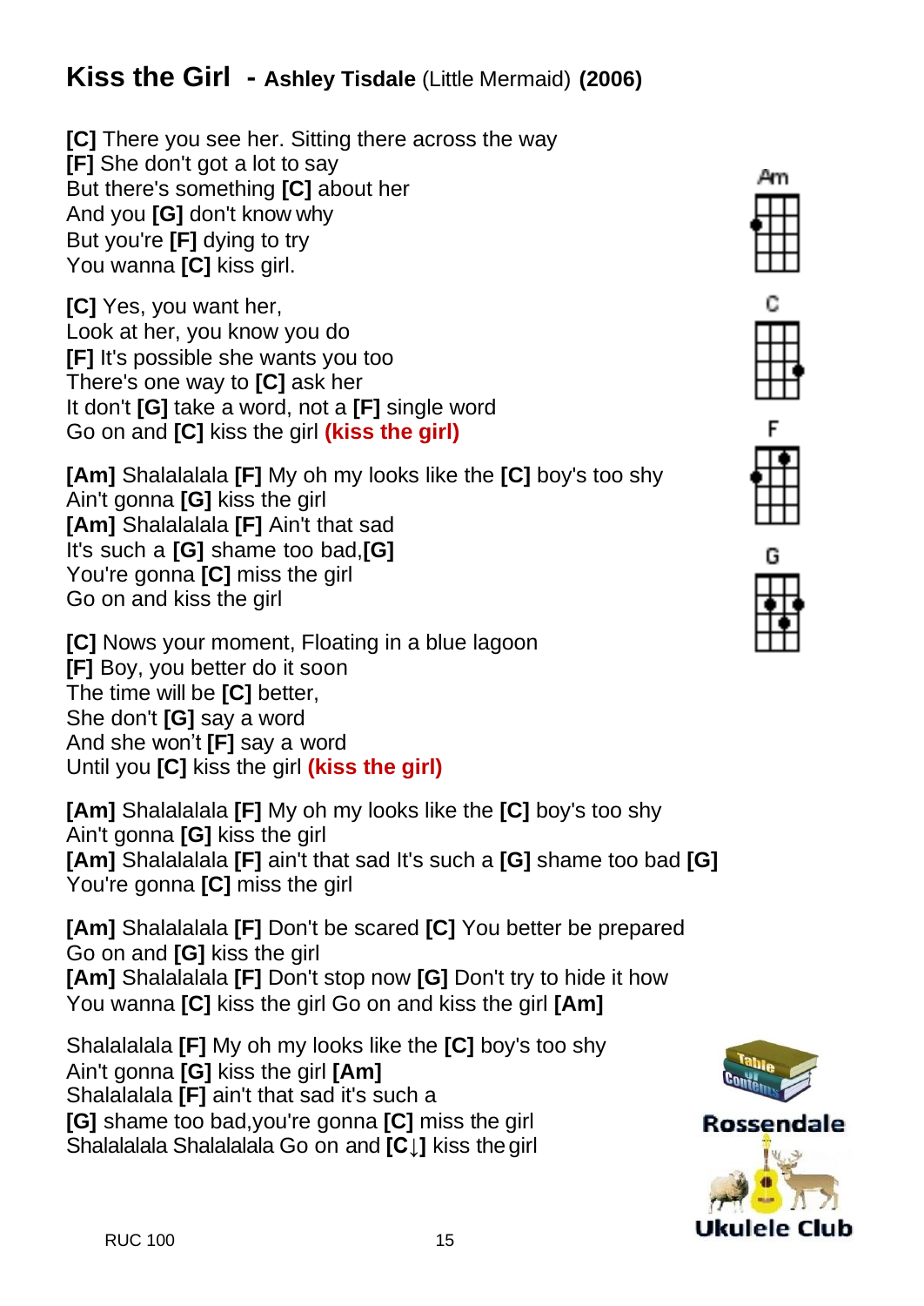# Kiss the Girl - **Ashley Tisdale** (Little Mermaid) **(2006)**

**[C]** There you see her. Sitting there across the way
**[F]** She don't got a lot to say
But there's something **[C]** about her
And you **[G]** don't know why
But you're **[F]** dying to try
You wanna **[C]** kiss girl.

**[C]** Yes, you want her,
Look at her, you know you do
**[F]** It's possible she wants you too
There's one way to **[C]** ask her
It don't **[G]** take a word, not a **[F]** single word
Go on and **[C]** kiss the girl **(kiss the girl)**

**[Am]** Shalalalala **[F]** My oh my looks like the **[C]** boy's too shy
Ain't gonna **[G]** kiss the girl
**[Am]** Shalalalala **[F]** Ain't that sad
It's such a **[G]** shame too bad,**[G]**
You're gonna **[C]** miss the girl
Go on and kiss the girl

**[C]** Nows your moment, Floating in a blue lagoon
**[F]** Boy, you better do it soon
The time will be **[C]** better,
She don't **[G]** say a word
And she won't **[F]** say a word
Until you **[C]** kiss the girl **(kiss the girl)**

**[Am]** Shalalalala **[F]** My oh my looks like the **[C]** boy's too shy
Ain't gonna **[G]** kiss the girl
**[Am]** Shalalalala **[F]** ain't that sad It's such a **[G]** shame too bad **[G]**
You're gonna **[C]** miss the girl

**[Am]** Shalalalala **[F]** Don't be scared **[C]** You better be prepared
Go on and **[G]** kiss the girl
**[Am]** Shalalalala **[F]** Don't stop now **[G]** Don't try to hide it how
You wanna **[C]** kiss the girl Go on and kiss the girl **[Am]**

Shalalalala **[F]** My oh my looks like the **[C]** boy's too shy
Ain't gonna **[G]** kiss the girl **[Am]**
Shalalalala **[F]** ain't that sad it's such a
**[G]** shame too bad,you're gonna **[C]** miss the girl
Shalalalala Shalalalala Go on and **[C↓]** kiss the girl

Am C F G

Rossendale Ukulele Club

RUC 100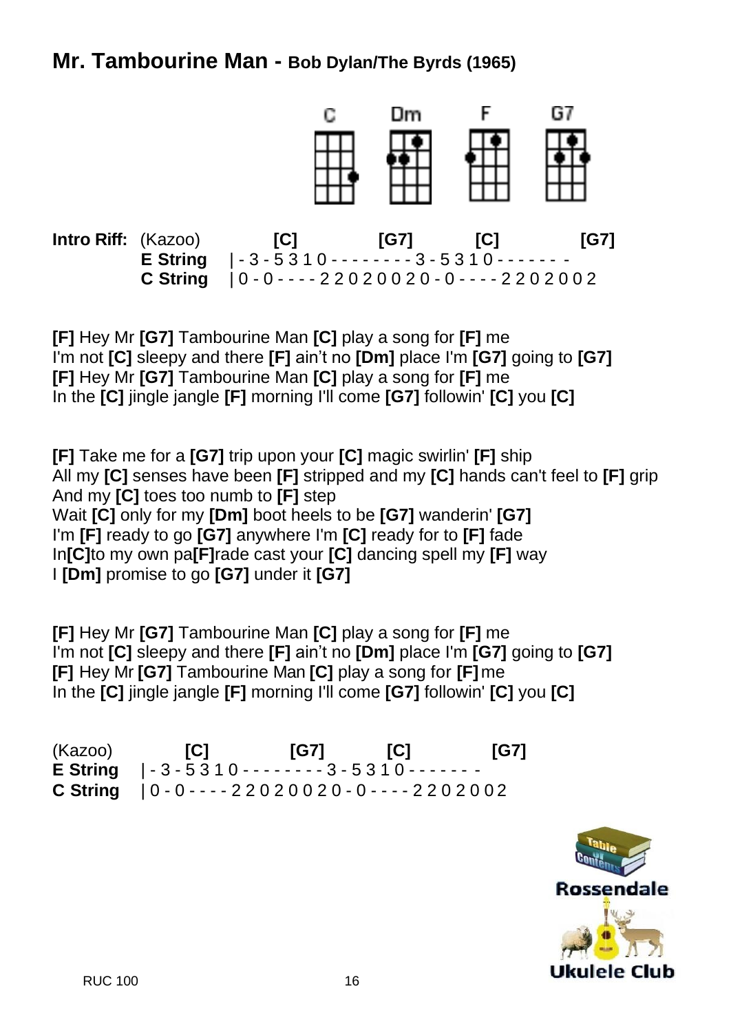## Mr. Tambourine Man - Bob Dylan/The Byrds (1965)

C Dm F G7

**Intro Riff:** (Kazoo) **[C]** **[G7]** **[C]** **[G7]**

```
E String  | - 3 - 5 3 1 0 - - - - - - - - 3 - 5 3 1 0 - - - - - - -
C String  | 0 - 0 - - - - 2 2 0 2 0 0 2 0 - 0 - - - - 2 2 0 2 0 0 2
```

**[F]** Hey Mr **[G7]** Tambourine Man **[C]** play a song for **[F]** me
I'm not **[C]** sleepy and there **[F]** ain't no **[Dm]** place I'm **[G7]** going to **[G7]**
**[F]** Hey Mr **[G7]** Tambourine Man **[C]** play a song for **[F]** me
In the **[C]** jingle jangle **[F]** morning I'll come **[G7]** followin' **[C]** you **[C]**

**[F]** Take me for a **[G7]** trip upon your **[C]** magic swirlin' **[F]** ship
All my **[C]** senses have been **[F]** stripped and my **[C]** hands can't feel to **[F]** grip
And my **[C]** toes too numb to **[F]** step
Wait **[C]** only for my **[Dm]** boot heels to be **[G7]** wanderin' **[G7]**
I'm **[F]** ready to go **[G7]** anywhere I'm **[C]** ready for to **[F]** fade
In**[C]**to my own pa**[F]**rade cast your **[C]** dancing spell my **[F]** way
I **[Dm]** promise to go **[G7]** under it **[G7]**

**[F]** Hey Mr **[G7]** Tambourine Man **[C]** play a song for **[F]** me
I'm not **[C]** sleepy and there **[F]** ain't no **[Dm]** place I'm **[G7]** going to **[G7]**
**[F]** Hey Mr **[G7]** Tambourine Man **[C]** play a song for **[F]** me
In the **[C]** jingle jangle **[F]** morning I'll come **[G7]** followin' **[C]** you **[C]**

(Kazoo) **[C]** **[G7]** **[C]** **[G7]**

```
E String  | - 3 - 5 3 1 0 - - - - - - - - 3 - 5 3 1 0 - - - - - - -
C String  | 0 - 0 - - - - 2 2 0 2 0 0 2 0 - 0 - - - - 2 2 0 2 0 0 2
```

Table of Contents

Rossendale Ukulele Club

RUC 100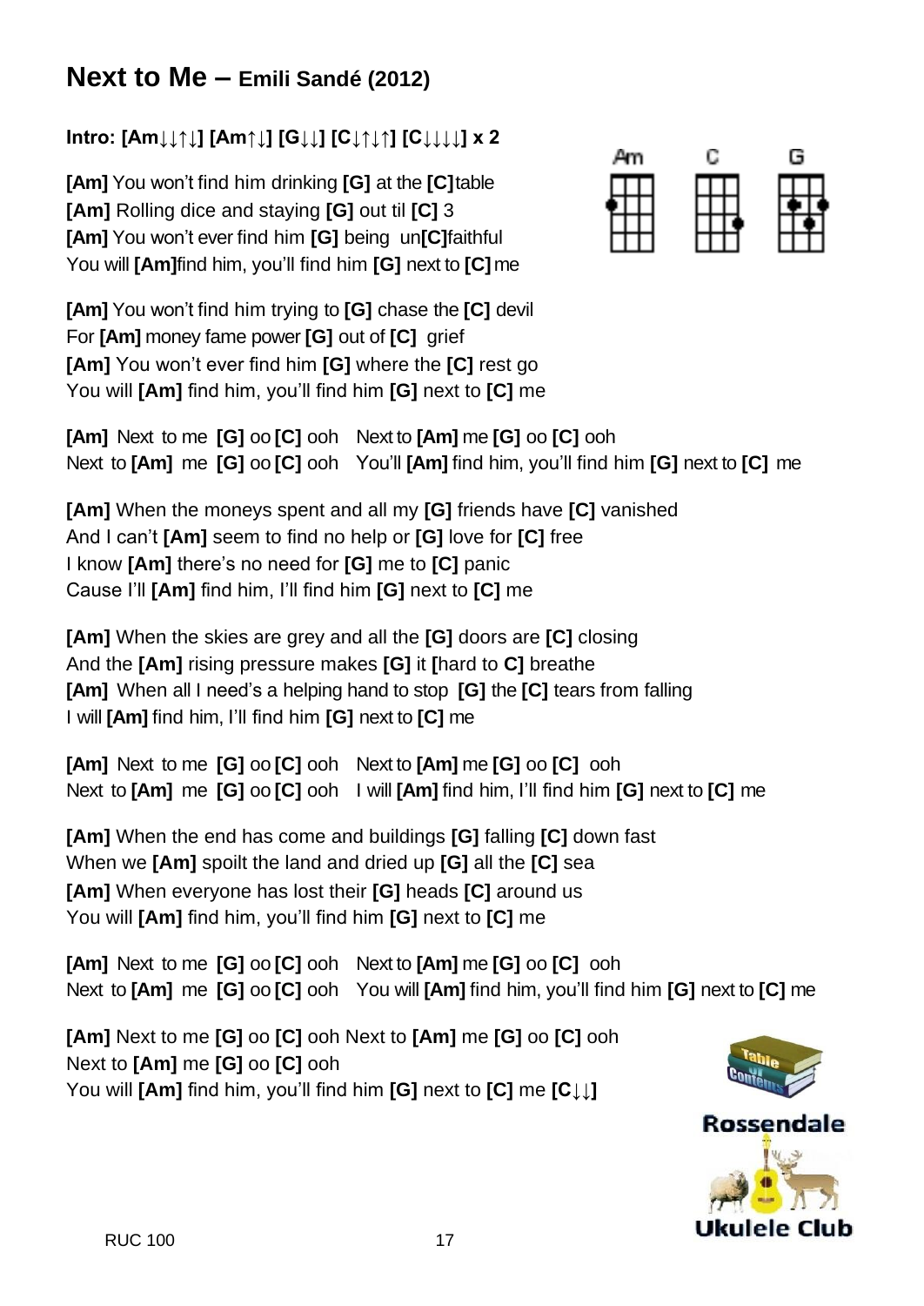# Next to Me – Emili Sandé (2012)

**Intro: [Am↓↓↑↓] [Am↑↓] [G↓↓] [C↓↑↓↑] [C↓↓↓↓] x 2**

Am C G

**[Am]** You won't find him drinking **[G]** at the **[C]** table
**[Am]** Rolling dice and staying **[G]** out til **[C]** 3
**[Am]** You won't ever find him **[G]** being un**[C]**faithful
You will **[Am]** find him, you'll find him **[G]** next to **[C]** me

**[Am]** You won't find him trying to **[G]** chase the **[C]** devil
For **[Am]** money fame power **[G]** out of **[C]** grief
**[Am]** You won't ever find him **[G]** where the **[C]** rest go
You will **[Am]** find him, you'll find him **[G]** next to **[C]** me

**[Am]** Next to me **[G]** oo **[C]** ooh Next to **[Am]** me **[G]** oo **[C]** ooh
Next to **[Am]** me **[G]** oo **[C]** ooh You'll **[Am]** find him, you'll find him **[G]** next to **[C]** me

**[Am]** When the moneys spent and all my **[G]** friends have **[C]** vanished
And I can't **[Am]** seem to find no help or **[G]** love for **[C]** free
I know **[Am]** there's no need for **[G]** me to **[C]** panic
Cause I'll **[Am]** find him, I'll find him **[G]** next to **[C]** me

**[Am]** When the skies are grey and all the **[G]** doors are **[C]** closing
And the **[Am]** rising pressure makes **[G]** it **[**hard to **C]** breathe
**[Am]** When all I need's a helping hand to stop **[G]** the **[C]** tears from falling
I will **[Am]** find him, I'll find him **[G]** next to **[C]** me

**[Am]** Next to me **[G]** oo **[C]** ooh Next to **[Am]** me **[G]** oo **[C]** ooh
Next to **[Am]** me **[G]** oo **[C]** ooh I will **[Am]** find him, I'll find him **[G]** next to **[C]** me

**[Am]** When the end has come and buildings **[G]** falling **[C]** down fast
When we **[Am]** spoilt the land and dried up **[G]** all the **[C]** sea
**[Am]** When everyone has lost their **[G]** heads **[C]** around us
You will **[Am]** find him, you'll find him **[G]** next to **[C]** me

**[Am]** Next to me **[G]** oo **[C]** ooh Next to **[Am]** me **[G]** oo **[C]** ooh
Next to **[Am]** me **[G]** oo **[C]** ooh You will **[Am]** find him, you'll find him **[G]** next to **[C]** me

**[Am]** Next to me **[G]** oo **[C]** ooh Next to **[Am]** me **[G]** oo **[C]** ooh
Next to **[Am]** me **[G]** oo **[C]** ooh
You will **[Am]** find him, you'll find him **[G]** next to **[C]** me **[C↓↓]**

Table of Contents

Rossendale Ukulele Club

RUC 100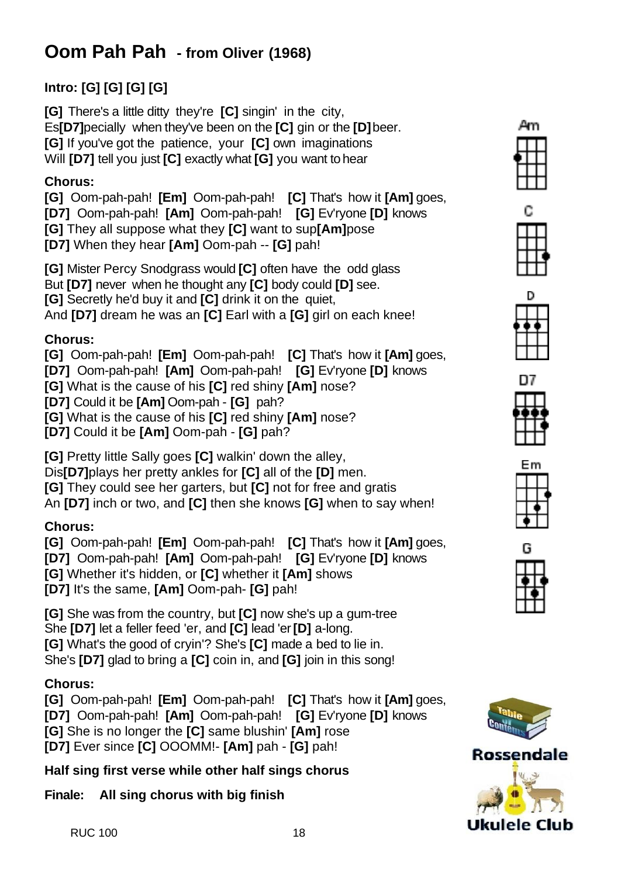# Oom Pah Pah - from Oliver (1968)

**Intro: [G] [G] [G] [G]**

**[G]** There's a little ditty they're **[C]** singin' in the city,
Es**[D7]**pecially when they've been on the **[C]** gin or the **[D]** beer.
**[G]** If you've got the patience, your **[C]** own imaginations
Will **[D7]** tell you just **[C]** exactly what **[G]** you want to hear

**Chorus:**
**[G]** Oom-pah-pah! **[Em]** Oom-pah-pah! **[C]** That's how it **[Am]** goes,
**[D7]** Oom-pah-pah! **[Am]** Oom-pah-pah! **[G]** Ev'ryone **[D]** knows
**[G]** They all suppose what they **[C]** want to sup**[Am]**pose
**[D7]** When they hear **[Am]** Oom-pah -- **[G]** pah!

**[G]** Mister Percy Snodgrass would **[C]** often have the odd glass
But **[D7]** never when he thought any **[C]** body could **[D]** see.
**[G]** Secretly he'd buy it and **[C]** drink it on the quiet,
And **[D7]** dream he was an **[C]** Earl with a **[G]** girl on each knee!

**Chorus:**
**[G]** Oom-pah-pah! **[Em]** Oom-pah-pah! **[C]** That's how it **[Am]** goes,
**[D7]** Oom-pah-pah! **[Am]** Oom-pah-pah! **[G]** Ev'ryone **[D]** knows
**[G]** What is the cause of his **[C]** red shiny **[Am]** nose?
**[D7]** Could it be **[Am]** Oom-pah - **[G]** pah?
**[G]** What is the cause of his **[C]** red shiny **[Am]** nose?
**[D7]** Could it be **[Am]** Oom-pah - **[G]** pah?

**[G]** Pretty little Sally goes **[C]** walkin' down the alley,
Dis**[D7]**plays her pretty ankles for **[C]** all of the **[D]** men.
**[G]** They could see her garters, but **[C]** not for free and gratis
An **[D7]** inch or two, and **[C]** then she knows **[G]** when to say when!

**Chorus:**
**[G]** Oom-pah-pah! **[Em]** Oom-pah-pah! **[C]** That's how it **[Am]** goes,
**[D7]** Oom-pah-pah! **[Am]** Oom-pah-pah! **[G]** Ev'ryone **[D]** knows
**[G]** Whether it's hidden, or **[C]** whether it **[Am]** shows
**[D7]** It's the same, **[Am]** Oom-pah- **[G]** pah!

**[G]** She was from the country, but **[C]** now she's up a gum-tree
She **[D7]** let a feller feed 'er, and **[C]** lead 'er **[D]** a-long.
**[G]** What's the good of cryin'? She's **[C]** made a bed to lie in.
She's **[D7]** glad to bring a **[C]** coin in, and **[G]** join in this song!

**Chorus:**
**[G]** Oom-pah-pah! **[Em]** Oom-pah-pah! **[C]** That's how it **[Am]** goes,
**[D7]** Oom-pah-pah! **[Am]** Oom-pah-pah! **[G]** Ev'ryone **[D]** knows
**[G]** She is no longer the **[C]** same blushin' **[Am]** rose
**[D7]** Ever since **[C]** OOOMM!- **[Am]** pah - **[G]** pah!

**Half sing first verse while other half sings chorus**

**Finale: All sing chorus with big finish**

Am C D D7 Em G

Rossendale Ukulele Club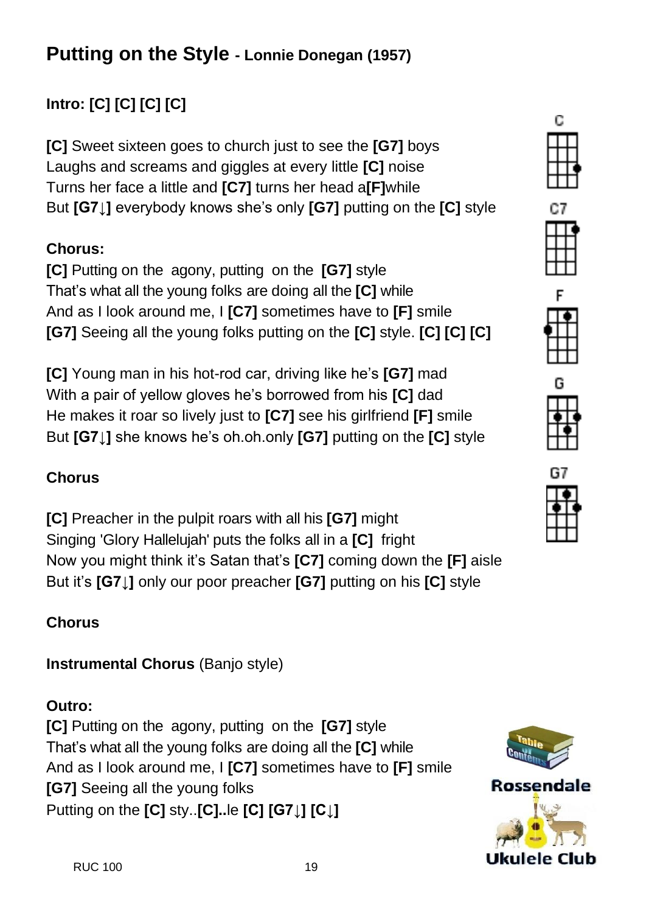# Putting on the Style - Lonnie Donegan (1957)

**Intro: [C] [C] [C] [C]**

**[C]** Sweet sixteen goes to church just to see the **[G7]** boys
Laughs and screams and giggles at every little **[C]** noise
Turns her face a little and **[C7]** turns her head a**[F]**while
But **[G7↓]** everybody knows she's only **[G7]** putting on the **[C]** style

**Chorus:**
**[C]** Putting on the agony, putting on the **[G7]** style
That's what all the young folks are doing all the **[C]** while
And as I look around me, I **[C7]** sometimes have to **[F]** smile
**[G7]** Seeing all the young folks putting on the **[C]** style. **[C] [C] [C]**

**[C]** Young man in his hot-rod car, driving like he's **[G7]** mad
With a pair of yellow gloves he's borrowed from his **[C]** dad
He makes it roar so lively just to **[C7]** see his girlfriend **[F]** smile
But **[G7↓]** she knows he's oh.oh.only **[G7]** putting on the **[C]** style

**Chorus**

**[C]** Preacher in the pulpit roars with all his **[G7]** might
Singing 'Glory Hallelujah' puts the folks all in a **[C]** fright
Now you might think it's Satan that's **[C7]** coming down the **[F]** aisle
But it's **[G7↓]** only our poor preacher **[G7]** putting on his **[C]** style

**Chorus**

**Instrumental Chorus** (Banjo style)

**Outro:**
**[C]** Putting on the agony, putting on the **[G7]** style
That's what all the young folks are doing all the **[C]** while
And as I look around me, I **[C7]** sometimes have to **[F]** smile
**[G7]** Seeing all the young folks
Putting on the **[C]** sty..**[C]..**le **[C] [G7↓] [C↓]**

C C7 F G G7

Rossendale Ukulele Club

RUC 100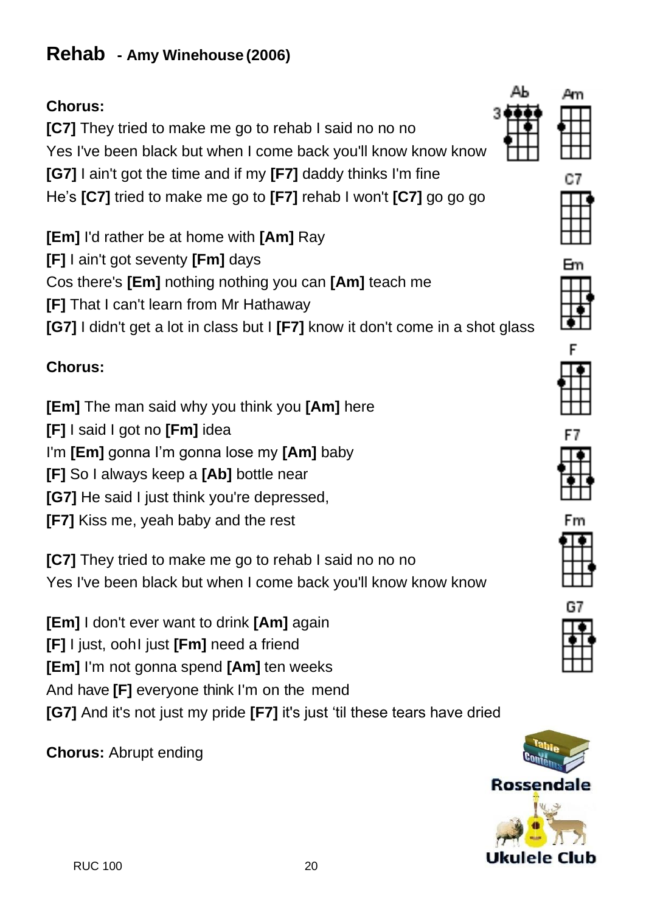## Rehab - Amy Winehouse (2006)

**Chorus:**
**[C7]** They tried to make me go to rehab I said no no no
Yes I've been black but when I come back you'll know know know
**[G7]** I ain't got the time and if my **[F7]** daddy thinks I'm fine
He's **[C7]** tried to make me go to **[F7]** rehab I won't **[C7]** go go go

**[Em]** I'd rather be at home with **[Am]** Ray
**[F]** I ain't got seventy **[Fm]** days
Cos there's **[Em]** nothing nothing you can **[Am]** teach me
**[F]** That I can't learn from Mr Hathaway
**[G7]** I didn't get a lot in class but I **[F7]** know it don't come in a shot glass

**Chorus:**

**[Em]** The man said why you think you **[Am]** here
**[F]** I said I got no **[Fm]** idea
I'm **[Em]** gonna I'm gonna lose my **[Am]** baby
**[F]** So I always keep a **[Ab]** bottle near
**[G7]** He said I just think you're depressed,
**[F7]** Kiss me, yeah baby and the rest

**[C7]** They tried to make me go to rehab I said no no no
Yes I've been black but when I come back you'll know know know

**[Em]** I don't ever want to drink **[Am]** again
**[F]** I just, oohI just **[Fm]** need a friend
**[Em]** I'm not gonna spend **[Am]** ten weeks
And have **[F]** everyone think I'm on the mend
**[G7]** And it's not just my pride **[F7]** it's just 'til these tears have dried

**Chorus:** Abrupt ending

Ab Am C7 Em F F7 Fm G7

Rossendale Ukulele Club

RUC 100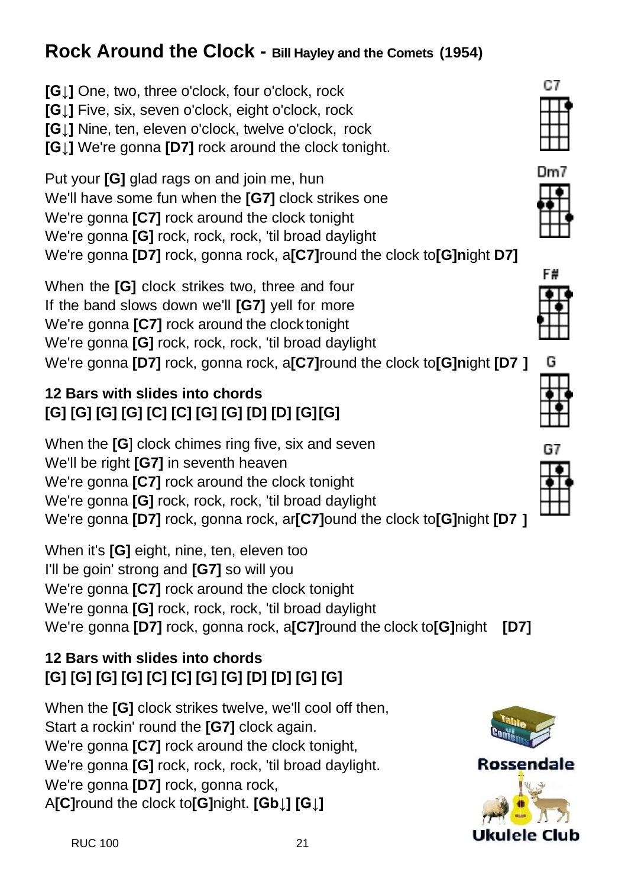# Rock Around the Clock - Bill Hayley and the Comets (1954)

**[G↓]** One, two, three o'clock, four o'clock, rock
**[G↓]** Five, six, seven o'clock, eight o'clock, rock
**[G↓]** Nine, ten, eleven o'clock, twelve o'clock, rock
**[G↓]** We're gonna **[D7]** rock around the clock tonight.

Put your **[G]** glad rags on and join me, hun
We'll have some fun when the **[G7]** clock strikes one
We're gonna **[C7]** rock around the clock tonight
We're gonna **[G]** rock, rock, rock, 'til broad daylight
We're gonna **[D7]** rock, gonna rock, a**[C7]**round the clock to**[G]n**ight **D7]**

When the **[G]** clock strikes two, three and four
If the band slows down we'll **[G7]** yell for more
We're gonna **[C7]** rock around the clock tonight
We're gonna **[G]** rock, rock, rock, 'til broad daylight
We're gonna **[D7]** rock, gonna rock, a**[C7]**round the clock to**[G]n**ight **[D7 ]**

**12 Bars with slides into chords**
**[G] [G] [G] [G] [C] [C] [G] [G] [D] [D] [G][G]**

When the **[G**] clock chimes ring five, six and seven
We'll be right **[G7]** in seventh heaven
We're gonna **[C7]** rock around the clock tonight
We're gonna **[G]** rock, rock, rock, 'til broad daylight
We're gonna **[D7]** rock, gonna rock, ar**[C7]**ound the clock to**[G]**night **[D7 ]**

When it's **[G]** eight, nine, ten, eleven too
I'll be goin' strong and **[G7]** so will you
We're gonna **[C7]** rock around the clock tonight
We're gonna **[G]** rock, rock, rock, 'til broad daylight
We're gonna **[D7]** rock, gonna rock, a**[C7]**round the clock to**[G]**night **[D7]**

**12 Bars with slides into chords**
**[G] [G] [G] [G] [C] [C] [G] [G] [D] [D] [G] [G]**

When the **[G]** clock strikes twelve, we'll cool off then,
Start a rockin' round the **[G7]** clock again.
We're gonna **[C7]** rock around the clock tonight,
We're gonna **[G]** rock, rock, rock, 'til broad daylight.
We're gonna **[D7]** rock, gonna rock,
A**[C]**round the clock to**[G]**night. **[Gb↓] [G↓]**

C7 Dm7 F# G G7

Rossendale Ukulele Club

RUC 100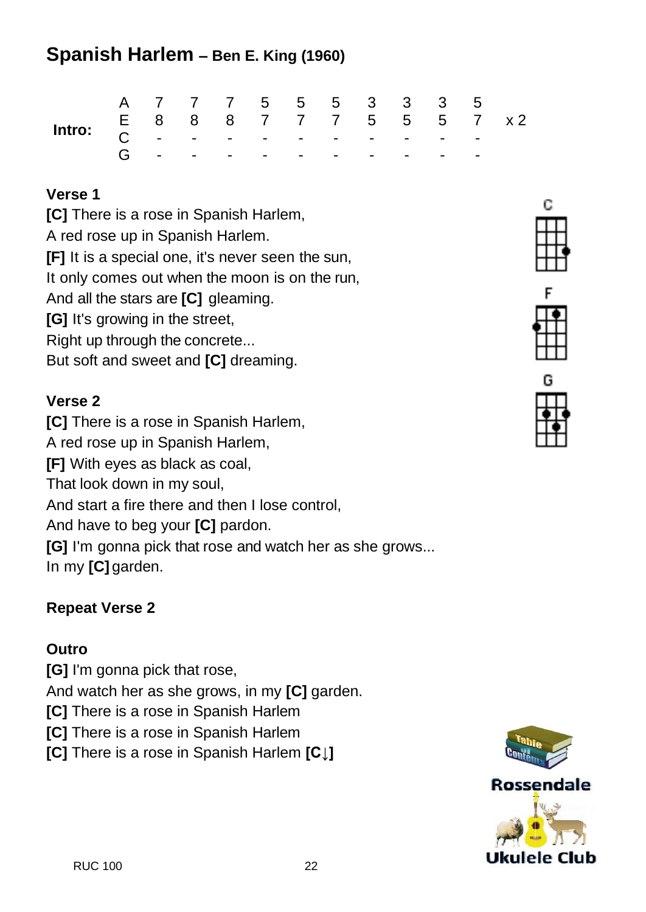# Spanish Harlem – Ben E. King (1960)

**Intro:**

| | | | | | | | | | | | |
|---|---|---|---|---|---|---|---|---|---|---|---|
| A | 7 | 7 | 7 | 5 | 5 | 5 | 3 | 3 | 3 | 5 | |
| E | 8 | 8 | 8 | 7 | 7 | 7 | 5 | 5 | 5 | 7 | x 2 |
| C | - | - | - | - | - | - | - | - | - | - | |
| G | - | - | - | - | - | - | - | - | - | - | |

**Verse 1**

**[C]** There is a rose in Spanish Harlem,
A red rose up in Spanish Harlem.
**[F]** It is a special one, it's never seen the sun,
It only comes out when the moon is on the run,
And all the stars are **[C]** gleaming.
**[G]** It's growing in the street,
Right up through the concrete...
But soft and sweet and **[C]** dreaming.

C

F

G

**Verse 2**

**[C]** There is a rose in Spanish Harlem,
A red rose up in Spanish Harlem,
**[F]** With eyes as black as coal,
That look down in my soul,
And start a fire there and then I lose control,
And have to beg your **[C]** pardon.
**[G]** I'm gonna pick that rose and watch her as she grows...
In my **[C]** garden.

**Repeat Verse 2**

**Outro**

**[G]** I'm gonna pick that rose,
And watch her as she grows, in my **[C]** garden.
**[C]** There is a rose in Spanish Harlem
**[C]** There is a rose in Spanish Harlem
**[C]** There is a rose in Spanish Harlem **[C↓]**

Table of Contents

Rossendale Ukulele Club

RUC 100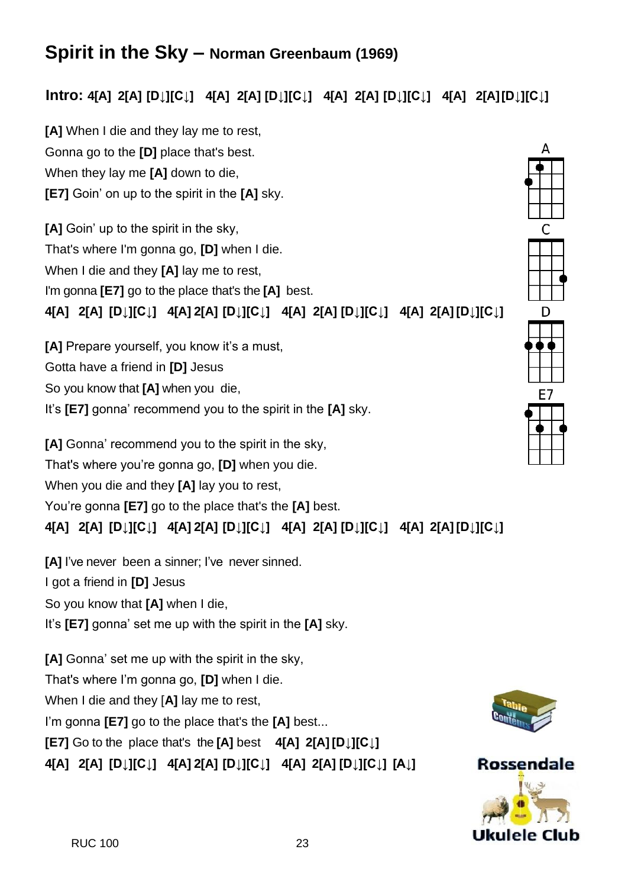# Spirit in the Sky – Norman Greenbaum (1969)

**Intro: 4[A] 2[A] [D↓][C↓] 4[A] 2[A] [D↓][C↓] 4[A] 2[A] [D↓][C↓] 4[A] 2[A] [D↓][C↓]**

**[A]** When I die and they lay me to rest,
Gonna go to the **[D]** place that's best.
When they lay me **[A]** down to die,
**[E7]** Goin' on up to the spirit in the **[A]** sky.

**[A]** Goin' up to the spirit in the sky,
That's where I'm gonna go, **[D]** when I die.
When I die and they **[A]** lay me to rest,
I'm gonna **[E7]** go to the place that's the **[A]** best.
**4[A] 2[A] [D↓][C↓] 4[A] 2[A] [D↓][C↓] 4[A] 2[A] [D↓][C↓] 4[A] 2[A] [D↓][C↓]**

**[A]** Prepare yourself, you know it's a must,
Gotta have a friend in **[D]** Jesus
So you know that **[A]** when you die,
It's **[E7]** gonna' recommend you to the spirit in the **[A]** sky.

**[A]** Gonna' recommend you to the spirit in the sky,
That's where you're gonna go, **[D]** when you die.
When you die and they **[A]** lay you to rest,
You're gonna **[E7]** go to the place that's the **[A]** best.
**4[A] 2[A] [D↓][C↓] 4[A] 2[A] [D↓][C↓] 4[A] 2[A] [D↓][C↓] 4[A] 2[A] [D↓][C↓]**

**[A]** I've never been a sinner; I've never sinned.
I got a friend in **[D]** Jesus
So you know that **[A]** when I die,
It's **[E7]** gonna' set me up with the spirit in the **[A]** sky.

**[A]** Gonna' set me up with the spirit in the sky,
That's where I'm gonna go, **[D]** when I die.
When I die and they [**A]** lay me to rest,
I'm gonna **[E7]** go to the place that's the **[A]** best...
**[E7]** Go to the place that's the **[A]** best **4[A] 2[A] [D↓][C↓]**
**4[A] 2[A] [D↓][C↓] 4[A] 2[A] [D↓][C↓] 4[A] 2[A] [D↓][C↓] [A↓]**

A C D E7

Rossendale Ukulele Club

RUC 100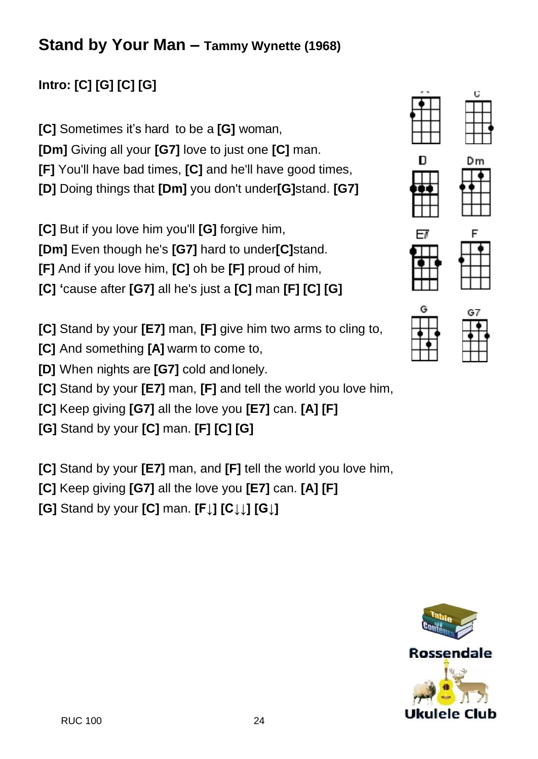## Stand by Your Man – Tammy Wynette (1968)

**Intro: [C] [G] [C] [G]**

**[C]** Sometimes it's hard to be a **[G]** woman,
**[Dm]** Giving all your **[G7]** love to just one **[C]** man.
**[F]** You'll have bad times, **[C]** and he'll have good times,
**[D]** Doing things that **[Dm]** you don't under**[G]**stand. **[G7]**

**[C]** But if you love him you'll **[G]** forgive him,
**[Dm]** Even though he's **[G7]** hard to under**[C]**stand.
**[F]** And if you love him, **[C]** oh be **[F]** proud of him,
**[C]** 'cause after **[G7]** all he's just a **[C]** man **[F] [C] [G]**

**[C]** Stand by your **[E7]** man, **[F]** give him two arms to cling to,
**[C]** And something **[A]** warm to come to,
**[D]** When nights are **[G7]** cold and lonely.
**[C]** Stand by your **[E7]** man, **[F]** and tell the world you love him,
**[C]** Keep giving **[G7]** all the love you **[E7]** can. **[A] [F]**
**[G]** Stand by your **[C]** man. **[F] [C] [G]**

**[C]** Stand by your **[E7]** man, and **[F]** tell the world you love him,
**[C]** Keep giving **[G7]** all the love you **[E7]** can. **[A] [F]**
**[G]** Stand by your **[C]** man. **[F↓] [C↓↓] [G↓]**

A C D Dm E7 F G G7

Rossendale Ukulele Club

RUC 100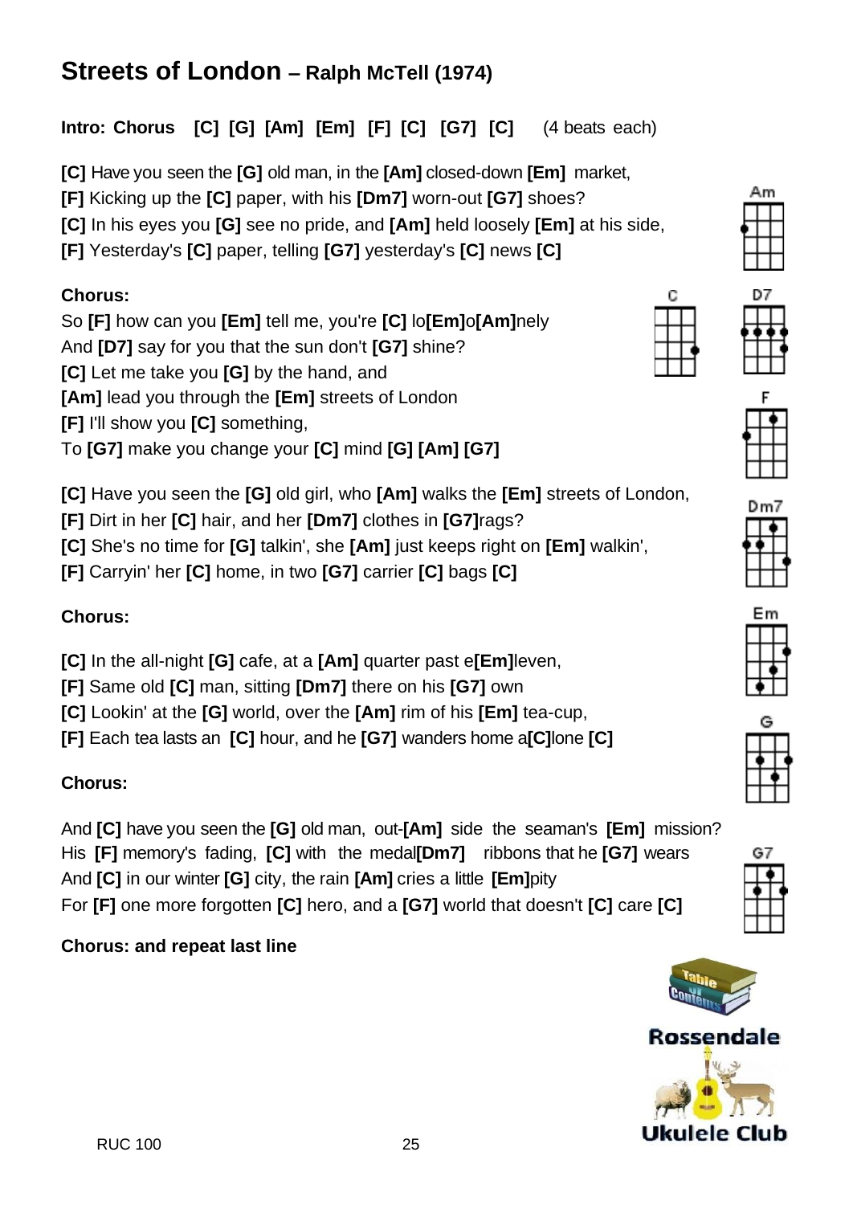# Streets of London – Ralph McTell (1974)

**Intro: Chorus [C] [G] [Am] [Em] [F] [C] [G7] [C]** (4 beats each)

**[C]** Have you seen the **[G]** old man, in the **[Am]** closed-down **[Em]** market,
**[F]** Kicking up the **[C]** paper, with his **[Dm7]** worn-out **[G7]** shoes?
**[C]** In his eyes you **[G]** see no pride, and **[Am]** held loosely **[Em]** at his side,
**[F]** Yesterday's **[C]** paper, telling **[G7]** yesterday's **[C]** news **[C]**

**Chorus:**
So **[F]** how can you **[Em]** tell me, you're **[C]** lo**[Em]**o**[Am]**nely
And **[D7]** say for you that the sun don't **[G7]** shine?
**[C]** Let me take you **[G]** by the hand, and
**[Am]** lead you through the **[Em]** streets of London
**[F]** I'll show you **[C]** something,
To **[G7]** make you change your **[C]** mind **[G] [Am] [G7]**

**[C]** Have you seen the **[G]** old girl, who **[Am]** walks the **[Em]** streets of London,
**[F]** Dirt in her **[C]** hair, and her **[Dm7]** clothes in **[G7]**rags?
**[C]** She's no time for **[G]** talkin', she **[Am]** just keeps right on **[Em]** walkin',
**[F]** Carryin' her **[C]** home, in two **[G7]** carrier **[C]** bags **[C]**

**Chorus:**

**[C]** In the all-night **[G]** cafe, at a **[Am]** quarter past e**[Em]**leven,
**[F]** Same old **[C]** man, sitting **[Dm7]** there on his **[G7]** own
**[C]** Lookin' at the **[G]** world, over the **[Am]** rim of his **[Em]** tea-cup,
**[F]** Each tea lasts an **[C]** hour, and he **[G7]** wanders home a**[C]**lone **[C]**

**Chorus:**

And **[C]** have you seen the **[G]** old man, out-**[Am]** side the seaman's **[Em]** mission?
His **[F]** memory's fading, **[C]** with the medal**[Dm7]** ribbons that he **[G7]** wears
And **[C]** in our winter **[G]** city, the rain **[Am]** cries a little **[Em]**pity
For **[F]** one more forgotten **[C]** hero, and a **[G7]** world that doesn't **[C]** care **[C]**

**Chorus: and repeat last line**

Rossendale Ukulele Club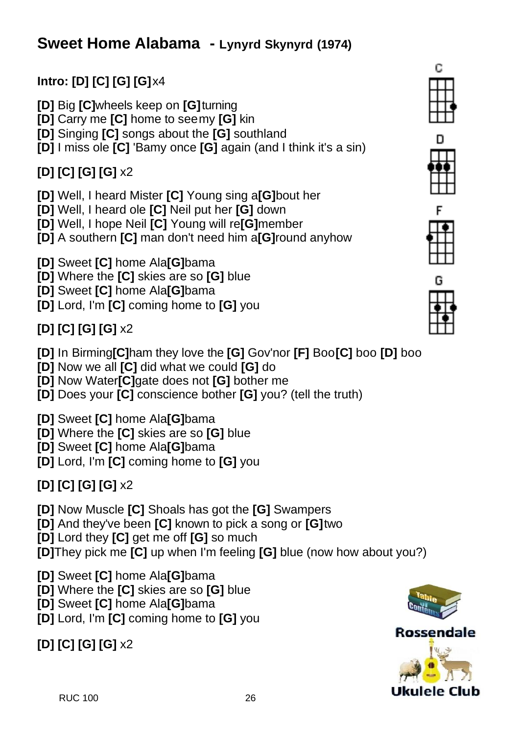## Sweet Home Alabama - Lynyrd Skynyrd (1974)

**Intro: [D] [C] [G] [G]** x4

**[D]** Big **[C]**wheels keep on **[G]**turning
**[D]** Carry me **[C]** home to see my **[G]** kin
**[D]** Singing **[C]** songs about the **[G]** southland
**[D]** I miss ole **[C]** 'Bamy once **[G]** again (and I think it's a sin)

**[D] [C] [G] [G]** x2

**[D]** Well, I heard Mister **[C]** Young sing a**[G]**bout her
**[D]** Well, I heard ole **[C]** Neil put her **[G]** down
**[D]** Well, I hope Neil **[C]** Young will re**[G]**member
**[D]** A southern **[C]** man don't need him a**[G]**round anyhow

**[D]** Sweet **[C]** home Ala**[G]**bama
**[D]** Where the **[C]** skies are so **[G]** blue
**[D]** Sweet **[C]** home Ala**[G]**bama
**[D]** Lord, I'm **[C]** coming home to **[G]** you

**[D] [C] [G] [G]** x2

**[D]** In Birming**[C]**ham they love the **[G]** Gov'nor **[F]** Boo**[C]** boo **[D]** boo
**[D]** Now we all **[C]** did what we could **[G]** do
**[D]** Now Water**[C]**gate does not **[G]** bother me
**[D]** Does your **[C]** conscience bother **[G]** you? (tell the truth)

**[D]** Sweet **[C]** home Ala**[G]**bama
**[D]** Where the **[C]** skies are so **[G]** blue
**[D]** Sweet **[C]** home Ala**[G]**bama
**[D]** Lord, I'm **[C]** coming home to **[G]** you

**[D] [C] [G] [G]** x2

**[D]** Now Muscle **[C]** Shoals has got the **[G]** Swampers
**[D]** And they've been **[C]** known to pick a song or **[G]**two
**[D]** Lord they **[C]** get me off **[G]** so much
**[D]**They pick me **[C]** up when I'm feeling **[G]** blue (now how about you?)

**[D]** Sweet **[C]** home Ala**[G]**bama
**[D]** Where the **[C]** skies are so **[G]** blue
**[D]** Sweet **[C]** home Ala**[G]**bama
**[D]** Lord, I'm **[C]** coming home to **[G]** you

**[D] [C] [G] [G]** x2

C D F G

Rossendale Ukulele Club

RUC 100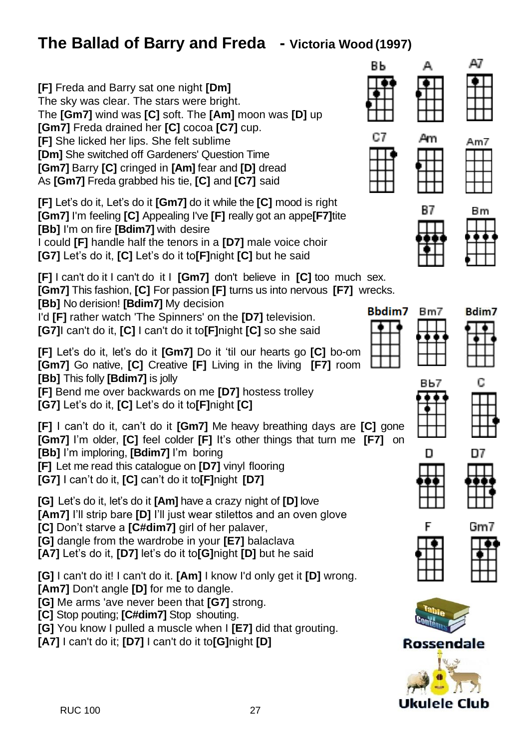# The Ballad of Barry and Freda - Victoria Wood (1997)

[F] Freda and Barry sat one night [Dm]
The sky was clear. The stars were bright.
The [Gm7] wind was [C] soft. The [Am] moon was [D] up
[Gm7] Freda drained her [C] cocoa [C7] cup.
[F] She licked her lips. She felt sublime
[Dm] She switched off Gardeners' Question Time
[Gm7] Barry [C] cringed in [Am] fear and [D] dread
As [Gm7] Freda grabbed his tie, [C] and [C7] said

[F] Let's do it, Let's do it [Gm7] do it while the [C] mood is right
[Gm7] I'm feeling [C] Appealing I've [F] really got an appe[F7]tite
[Bb] I'm on fire [Bdim7] with desire
I could [F] handle half the tenors in a [D7] male voice choir
[G7] Let's do it, [C] Let's do it to[F]night [C] but he said

[F] I can't do it I can't do it I [Gm7] don't believe in [C] too much sex.
[Gm7] This fashion, [C] For passion [F] turns us into nervous [F7] wrecks.
[Bb] No derision! [Bdim7] My decision
I'd [F] rather watch 'The Spinners' on the [D7] television.
[G7]I can't do it, [C] I can't do it to[F]night [C] so she said

[F] Let's do it, let's do it [Gm7] Do it 'til our hearts go [C] bo-om
[Gm7] Go native, [C] Creative [F] Living in the living [F7] room
[Bb] This folly [Bdim7] is jolly
[F] Bend me over backwards on me [D7] hostess trolley
[G7] Let's do it, [C] Let's do it to[F]night [C]

[F] I can't do it, can't do it [Gm7] Me heavy breathing days are [C] gone
[Gm7] I'm older, [C] feel colder [F] It's other things that turn me [F7] on
[Bb] I'm imploring, [Bdim7] I'm boring
[F] Let me read this catalogue on [D7] vinyl flooring
[G7] I can't do it, [C] can't do it to[F]night [D7]

[G] Let's do it, let's do it [Am] have a crazy night of [D] love
[Am7] I'll strip bare [D] I'll just wear stilettos and an oven glove
[C] Don't starve a [C#dim7] girl of her palaver,
[G] dangle from the wardrobe in your [E7] balaclava
[A7] Let's do it, [D7] let's do it to[G]night [D] but he said

[G] I can't do it! I can't do it. [Am] I know I'd only get it [D] wrong.
[Am7] Don't angle [D] for me to dangle.
[G] Me arms 'ave never been that [G7] strong.
[C] Stop pouting; [C#dim7] Stop shouting.
[G] You know I pulled a muscle when I [E7] did that grouting.
[A7] I can't do it; [D7] I can't do it to[G]night [D]

Bb A A7 C7 Am Am7 B7 Bm Bbdim7 Bm7 Bdim7 Bb7 C D D7 F Gm7

Rossendale Ukulele Club

RUC 100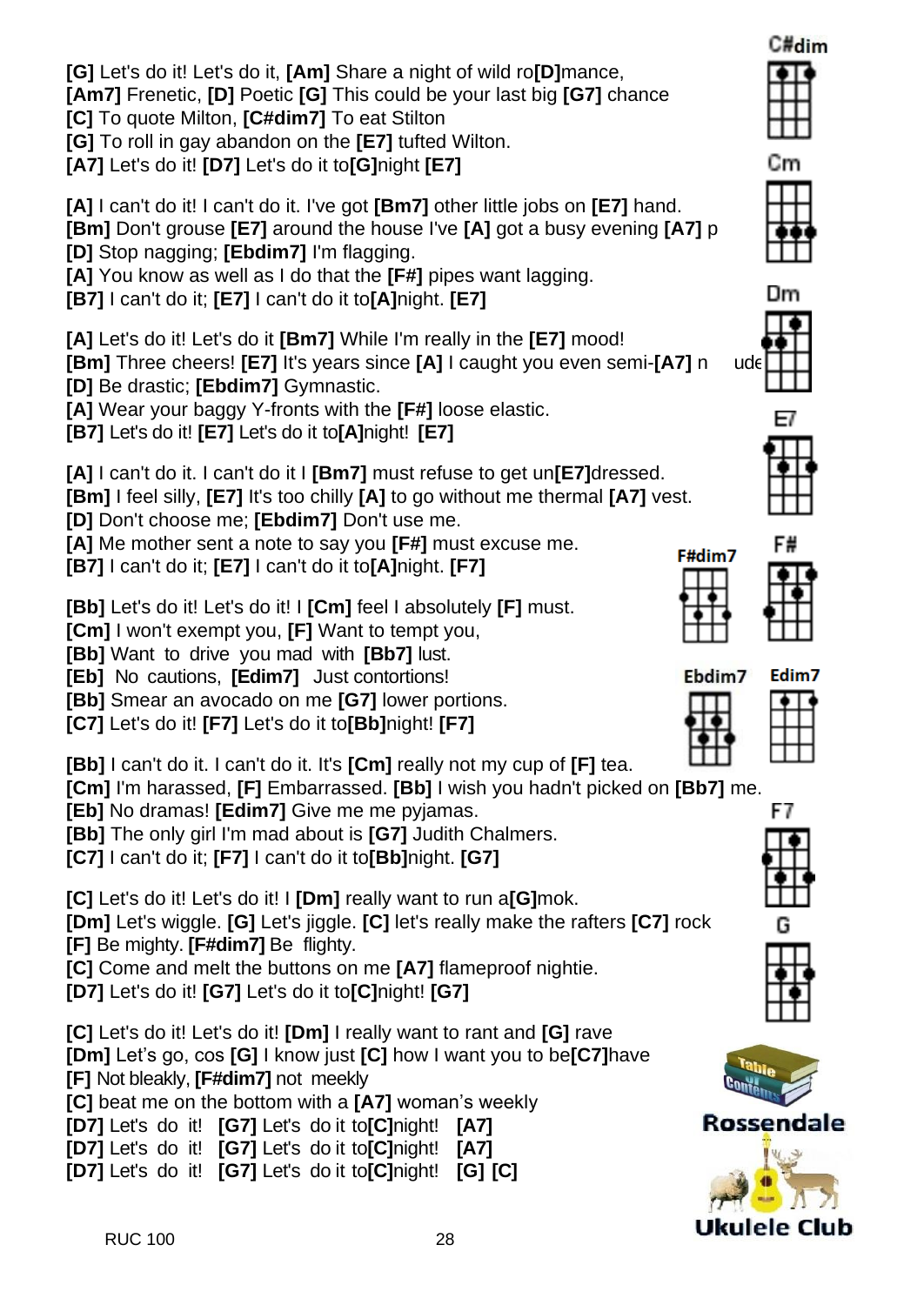**[G]** Let's do it! Let's do it, **[Am]** Share a night of wild ro**[D]**mance,
**[Am7]** Frenetic, **[D]** Poetic **[G]** This could be your last big **[G7]** chance
**[C]** To quote Milton, **[C#dim7]** To eat Stilton
**[G]** To roll in gay abandon on the **[E7]** tufted Wilton.
**[A7]** Let's do it! **[D7]** Let's do it to**[G]**night **[E7]**

**[A]** I can't do it! I can't do it. I've got **[Bm7]** other little jobs on **[E7]** hand.
**[Bm]** Don't grouse **[E7]** around the house I've **[A]** got a busy evening **[A7]** p
**[D]** Stop nagging; **[Ebdim7]** I'm flagging.
**[A]** You know as well as I do that the **[F#]** pipes want lagging.
**[B7]** I can't do it; **[E7]** I can't do it to**[A]**night. **[E7]**

**[A]** Let's do it! Let's do it **[Bm7]** While I'm really in the **[E7]** mood!
**[Bm]** Three cheers! **[E7]** It's years since **[A]** I caught you even semi-**[A7]** n ude
**[D]** Be drastic; **[Ebdim7]** Gymnastic.
**[A]** Wear your baggy Y-fronts with the **[F#]** loose elastic.
**[B7]** Let's do it! **[E7]** Let's do it to**[A]**night! **[E7]**

**[A]** I can't do it. I can't do it I **[Bm7]** must refuse to get un**[E7]**dressed.
**[Bm]** I feel silly, **[E7]** It's too chilly **[A]** to go without me thermal **[A7]** vest.
**[D]** Don't choose me; **[Ebdim7]** Don't use me.
**[A]** Me mother sent a note to say you **[F#]** must excuse me.
**[B7]** I can't do it; **[E7]** I can't do it to**[A]**night. **[F7]**

**[Bb]** Let's do it! Let's do it! I **[Cm]** feel I absolutely **[F]** must.
**[Cm]** I won't exempt you, **[F]** Want to tempt you,
**[Bb]** Want to drive you mad with **[Bb7]** lust.
**[Eb]** No cautions, **[Edim7]** Just contortions!
**[Bb]** Smear an avocado on me **[G7]** lower portions.
**[C7]** Let's do it! **[F7]** Let's do it to**[Bb]**night! **[F7]**

**[Bb]** I can't do it. I can't do it. It's **[Cm]** really not my cup of **[F]** tea.
**[Cm]** I'm harassed, **[F]** Embarrassed. **[Bb]** I wish you hadn't picked on **[Bb7]** me.
**[Eb]** No dramas! **[Edim7]** Give me me pyjamas.
**[Bb]** The only girl I'm mad about is **[G7]** Judith Chalmers.
**[C7]** I can't do it; **[F7]** I can't do it to**[Bb]**night. **[G7]**

**[C]** Let's do it! Let's do it! I **[Dm]** really want to run a**[G]**mok.
**[Dm]** Let's wiggle. **[G]** Let's jiggle. **[C]** let's really make the rafters **[C7]** rock
**[F]** Be mighty. **[F#dim7]** Be flighty.
**[C]** Come and melt the buttons on me **[A7]** flameproof nightie.
**[D7]** Let's do it! **[G7]** Let's do it to**[C]**night! **[G7]**

**[C]** Let's do it! Let's do it! **[Dm]** I really want to rant and **[G]** rave
**[Dm]** Let's go, cos **[G]** I know just **[C]** how I want you to be**[C7]**have
**[F]** Not bleakly, **[F#dim7]** not meekly
**[C]** beat me on the bottom with a **[A7]** woman's weekly
**[D7]** Let's do it! **[G7]** Let's do it to**[C]**night! **[A7]**
**[D7]** Let's do it! **[G7]** Let's do it to**[C]**night! **[A7]**
**[D7]** Let's do it! **[G7]** Let's do it to**[C]**night! **[G]** **[C]**

C#dim Cm Dm E7 F#dim7 F# Ebdim7 Edim7 F7 G

Table of Contents

Rossendale Ukulele Club

RUC 100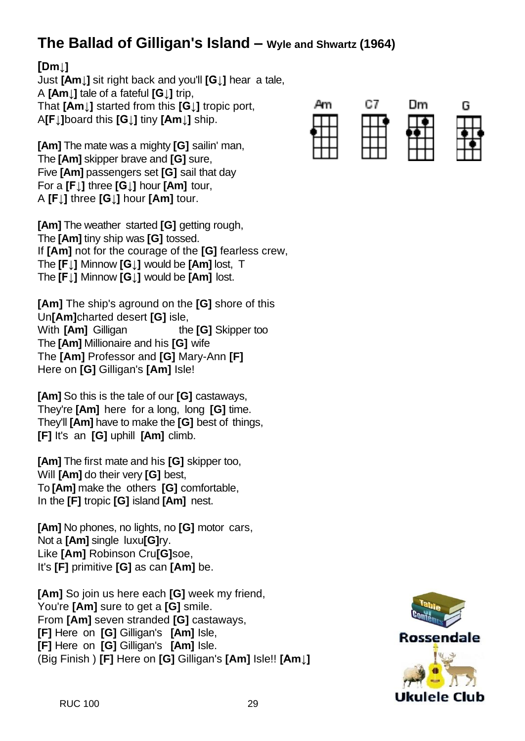# The Ballad of Gilligan's Island – Wyle and Shwartz (1964)

**[Dm↓]**
Just **[Am↓]** sit right back and you'll **[G↓]** hear a tale,
A **[Am↓]** tale of a fateful **[G↓]** trip,
That **[Am↓]** started from this **[G↓]** tropic port,
A**[F↓]**board this **[G↓]** tiny **[Am↓]** ship.

**[Am]** The mate was a mighty **[G]** sailin' man,
The **[Am]** skipper brave and **[G]** sure,
Five **[Am]** passengers set **[G]** sail that day
For a **[F↓]** three **[G↓]** hour **[Am]** tour,
A **[F↓]** three **[G↓]** hour **[Am]** tour.

**[Am]** The weather started **[G]** getting rough,
The **[Am]** tiny ship was **[G]** tossed.
If **[Am]** not for the courage of the **[G]** fearless crew,
The **[F↓]** Minnow **[G↓]** would be **[Am]** lost, T
The **[F↓]** Minnow **[G↓]** would be **[Am]** lost.

**[Am]** The ship's aground on the **[G]** shore of this
Un**[Am]**charted desert **[G]** isle,
With **[Am]** Gilligan the **[G]** Skipper too
The **[Am]** Millionaire and his **[G]** wife
The **[Am]** Professor and **[G]** Mary-Ann **[F]**
Here on **[G]** Gilligan's **[Am]** Isle!

**[Am]** So this is the tale of our **[G]** castaways,
They're **[Am]** here for a long, long **[G]** time.
They'll **[Am]** have to make the **[G]** best of things,
**[F]** It's an **[G]** uphill **[Am]** climb.

**[Am]** The first mate and his **[G]** skipper too,
Will **[Am]** do their very **[G]** best,
To **[Am]** make the others **[G]** comfortable,
In the **[F]** tropic **[G]** island **[Am]** nest.

**[Am]** No phones, no lights, no **[G]** motor cars,
Not a **[Am]** single luxu**[G]**ry.
Like **[Am]** Robinson Cru**[G]**soe,
It's **[F]** primitive **[G]** as can **[Am]** be.

**[Am]** So join us here each **[G]** week my friend,
You're **[Am]** sure to get a **[G]** smile.
From **[Am]** seven stranded **[G]** castaways,
**[F]** Here on **[G]** Gilligan's **[Am]** Isle,
**[F]** Here on **[G]** Gilligan's **[Am]** Isle.
(Big Finish ) **[F]** Here on **[G]** Gilligan's **[Am]** Isle!! **[Am↓]**

Am C7 Dm G

Rossendale Ukulele Club

RUC 100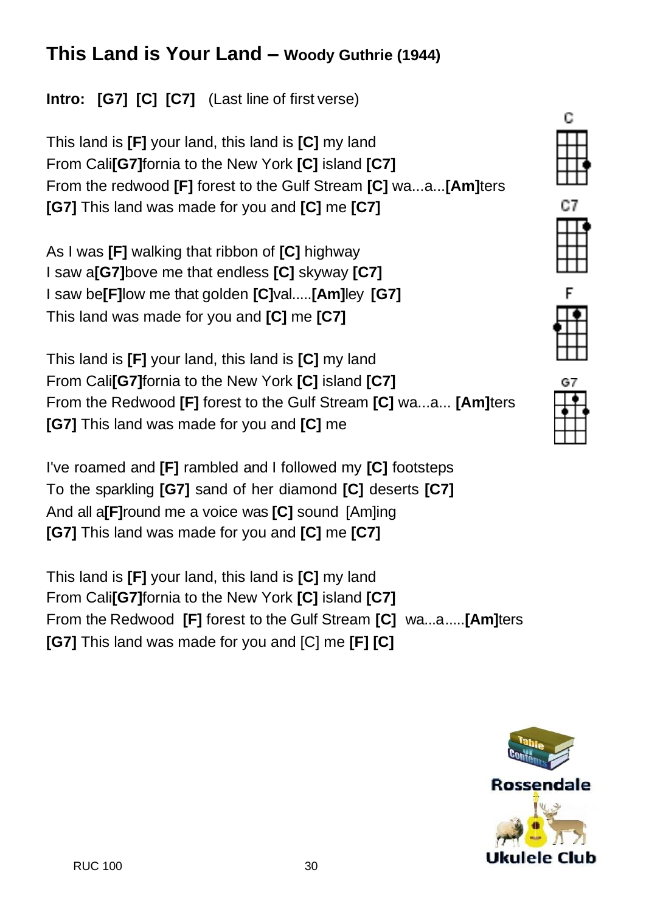# This Land is Your Land – Woody Guthrie (1944)

**Intro: [G7] [C] [C7]** (Last line of first verse)

This land is **[F]** your land, this land is **[C]** my land
From Cali**[G7]**fornia to the New York **[C]** island **[C7]**
From the redwood **[F]** forest to the Gulf Stream **[C]** wa...a...**[Am]**ters
**[G7]** This land was made for you and **[C]** me **[C7]**

As I was **[F]** walking that ribbon of **[C]** highway
I saw a**[G7]**bove me that endless **[C]** skyway **[C7]**
I saw be**[F]**low me that golden **[C]**val.....**[Am]**ley **[G7]**
This land was made for you and **[C]** me **[C7]**

This land is **[F]** your land, this land is **[C]** my land
From Cali**[G7]**fornia to the New York **[C]** island **[C7]**
From the Redwood **[F]** forest to the Gulf Stream **[C]** wa...a... **[Am]**ters
**[G7]** This land was made for you and **[C]** me

I've roamed and **[F]** rambled and I followed my **[C]** footsteps
To the sparkling **[G7]** sand of her diamond **[C]** deserts **[C7]**
And all a**[F]**round me a voice was **[C]** sound [Am]ing
**[G7]** This land was made for you and **[C]** me **[C7]**

This land is **[F]** your land, this land is **[C]** my land
From Cali**[G7]**fornia to the New York **[C]** island **[C7]**
From the Redwood **[F]** forest to the Gulf Stream **[C]** wa...a.....**[Am]**ters
**[G7]** This land was made for you and [C] me **[F] [C]**

C

C7

F

G7

Rossendale
Ukulele Club

RUC 100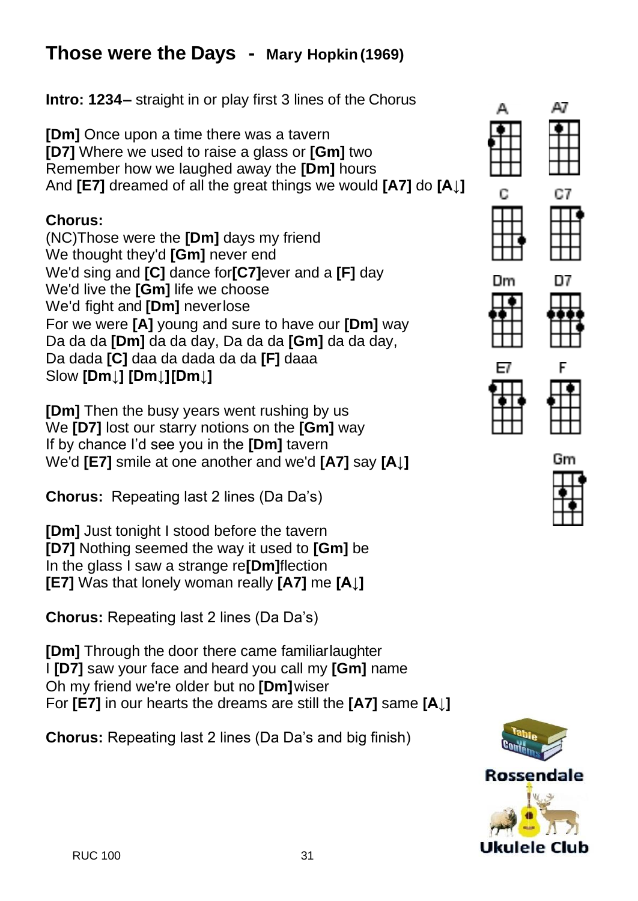# Those were the Days - **Mary Hopkin (1969)**

**Intro: 1234–** straight in or play first 3 lines of the Chorus

**[Dm]** Once upon a time there was a tavern
**[D7]** Where we used to raise a glass or **[Gm]** two
Remember how we laughed away the **[Dm]** hours
And **[E7]** dreamed of all the great things we would **[A7]** do **[A↓]**

**Chorus:**
(NC)Those were the **[Dm]** days my friend
We thought they'd **[Gm]** never end
We'd sing and **[C]** dance for**[C7]**ever and a **[F]** day
We'd live the **[Gm]** life we choose
We'd fight and **[Dm]** never lose
For we were **[A]** young and sure to have our **[Dm]** way
Da da da **[Dm]** da da day, Da da da **[Gm]** da da day,
Da dada **[C]** daa da dada da da **[F]** daaa
Slow **[Dm↓] [Dm↓] [Dm↓]**

**[Dm]** Then the busy years went rushing by us
We **[D7]** lost our starry notions on the **[Gm]** way
If by chance I'd see you in the **[Dm]** tavern
We'd **[E7]** smile at one another and we'd **[A7]** say **[A↓]**

**Chorus:** Repeating last 2 lines (Da Da's)

**[Dm]** Just tonight I stood before the tavern
**[D7]** Nothing seemed the way it used to **[Gm]** be
In the glass I saw a strange re**[Dm]**flection
**[E7]** Was that lonely woman really **[A7]** me **[A↓]**

**Chorus:** Repeating last 2 lines (Da Da's)

**[Dm]** Through the door there came familiar laughter
I **[D7]** saw your face and heard you call my **[Gm]** name
Oh my friend we're older but no **[Dm]** wiser
For **[E7]** in our hearts the dreams are still the **[A7]** same **[A↓]**

**Chorus:** Repeating last 2 lines (Da Da's and big finish)

A A7 C C7 Dm D7 E7 F Gm

Rossendale Ukulele Club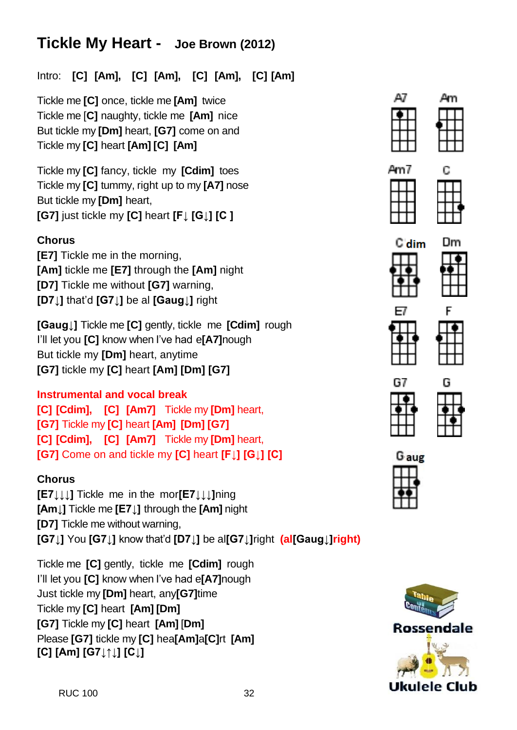# Tickle My Heart - Joe Brown (2012)

Intro: **[C] [Am], [C] [Am], [C] [Am], [C] [Am]**

Tickle me **[C]** once, tickle me **[Am]** twice
Tickle me [**C**] naughty, tickle me **[Am]** nice
But tickle my **[Dm]** heart, **[G7]** come on and
Tickle my **[C]** heart **[Am] [C] [Am]**

Tickle my **[C]** fancy, tickle my **[Cdim]** toes
Tickle my **[C]** tummy, right up to my **[A7]** nose
But tickle my **[Dm]** heart,
**[G7]** just tickle my **[C]** heart **[F↓] [G↓] [C ]**

**Chorus**
**[E7]** Tickle me in the morning,
**[Am]** tickle me **[E7]** through the **[Am]** night
**[D7]** Tickle me without **[G7]** warning,
**[D7↓]** that'd **[G7↓]** be al **[Gaug↓]** right

**[Gaug↓]** Tickle me **[C]** gently, tickle me **[Cdim]** rough
I'll let you **[C]** know when I've had e**[A7]**nough
But tickle my **[Dm]** heart, anytime
**[G7]** tickle my **[C]** heart **[Am] [Dm] [G7]**

**Instrumental and vocal break**
**[C] [Cdim], [C] [Am7]** Tickle my **[Dm]** heart,
**[G7]** Tickle my **[C]** heart **[Am] [Dm] [G7]**
**[C] [Cdim], [C] [Am7]** Tickle my **[Dm]** heart,
**[G7]** Come on and tickle my **[C]** heart **[F↓] [G↓] [C]**

**Chorus**
**[E7↓↓↓]** Tickle me in the mor**[E7↓↓↓]**ning
**[Am↓]** Tickle me **[E7↓]** through the **[Am]** night
**[D7]** Tickle me without warning,
**[G7↓]** You **[G7↓]** know that'd **[D7↓]** be al**[G7↓]**right **(al[Gaug↓]right)**

Tickle me **[C]** gently, tickle me **[Cdim]** rough
I'll let you **[C]** know when I've had e**[A7]**nough
Just tickle my **[Dm]** heart, any**[G7]**time
Tickle my **[C]** heart **[Am] [Dm]**
**[G7]** Tickle my **[C]** heart **[Am]** [**Dm**]
Please **[G7]** tickle my **[C]** hea**[Am]**a**[C]**rt **[Am]**
**[C] [Am] [G7↓↑↓] [C↓]**

A7 Am Am7 C Cdim Dm E7 F G7 G Gaug

Table of Contents

Rossendale Ukulele Club

RUC 100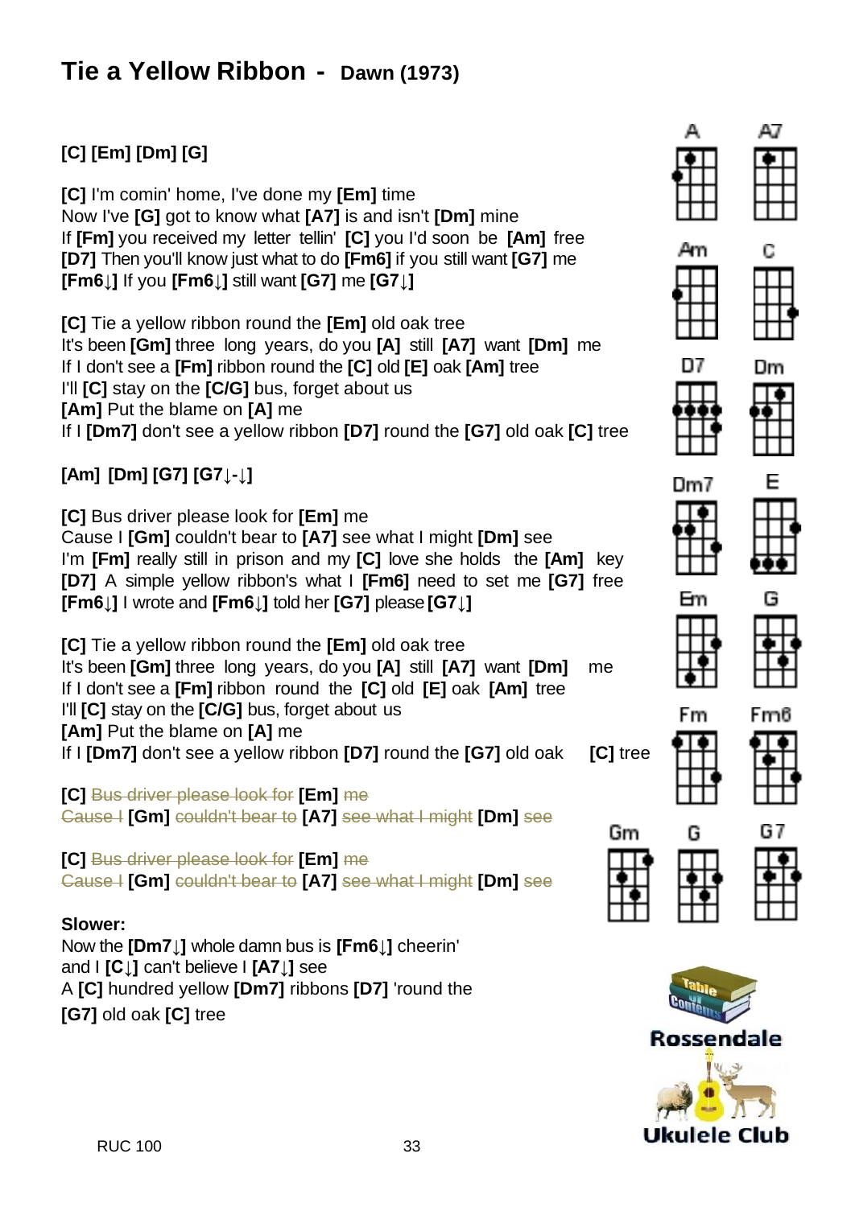# Tie a Yellow Ribbon - Dawn (1973)

**[C] [Em] [Dm] [G]**

**[C]** I'm comin' home, I've done my **[Em]** time
Now I've **[G]** got to know what **[A7]** is and isn't **[Dm]** mine
If **[Fm]** you received my letter tellin' **[C]** you I'd soon be **[Am]** free
**[D7]** Then you'll know just what to do **[Fm6]** if you still want **[G7]** me
**[Fm6↓]** If you **[Fm6↓]** still want **[G7]** me **[G7↓]**

**[C]** Tie a yellow ribbon round the **[Em]** old oak tree
It's been **[Gm]** three long years, do you **[A]** still **[A7]** want **[Dm]** me
If I don't see a **[Fm]** ribbon round the **[C]** old **[E]** oak **[Am]** tree
I'll **[C]** stay on the **[C/G]** bus, forget about us
**[Am]** Put the blame on **[A]** me
If I **[Dm7]** don't see a yellow ribbon **[D7]** round the **[G7]** old oak **[C]** tree

**[Am] [Dm] [G7] [G7↓-↓]**

**[C]** Bus driver please look for **[Em]** me
Cause I **[Gm]** couldn't bear to **[A7]** see what I might **[Dm]** see
I'm **[Fm]** really still in prison and my **[C]** love she holds the **[Am]** key
**[D7]** A simple yellow ribbon's what I **[Fm6]** need to set me **[G7]** free
**[Fm6↓]** I wrote and **[Fm6↓]** told her **[G7]** please **[G7↓]**

**[C]** Tie a yellow ribbon round the **[Em]** old oak tree
It's been **[Gm]** three long years, do you **[A]** still **[A7]** want **[Dm]** me
If I don't see a **[Fm]** ribbon round the **[C]** old **[E]** oak **[Am]** tree
I'll **[C]** stay on the **[C/G]** bus, forget about us
**[Am]** Put the blame on **[A]** me
If I **[Dm7]** don't see a yellow ribbon **[D7]** round the **[G7]** old oak **[C]** tree

**[C]** ~~Bus driver please look for~~ **[Em]** ~~me~~
~~Cause I~~ **[Gm]** ~~couldn't bear to~~ **[A7]** ~~see what I might~~ **[Dm]** ~~see~~

**[C]** ~~Bus driver please look for~~ **[Em]** ~~me~~
~~Cause I~~ **[Gm]** ~~couldn't bear to~~ **[A7]** ~~see what I might~~ **[Dm]** ~~see~~

**Slower:**
Now the **[Dm7↓]** whole damn bus is **[Fm6↓]** cheerin'
and I **[C↓]** can't believe I **[A7↓]** see
A **[C]** hundred yellow **[Dm7]** ribbons **[D7]** 'round the
**[G7]** old oak **[C]** tree

A A7 Am C D7 Dm Dm7 E Em G Fm Fm6 Gm G G7

Rossendale Ukulele Club

RUC 100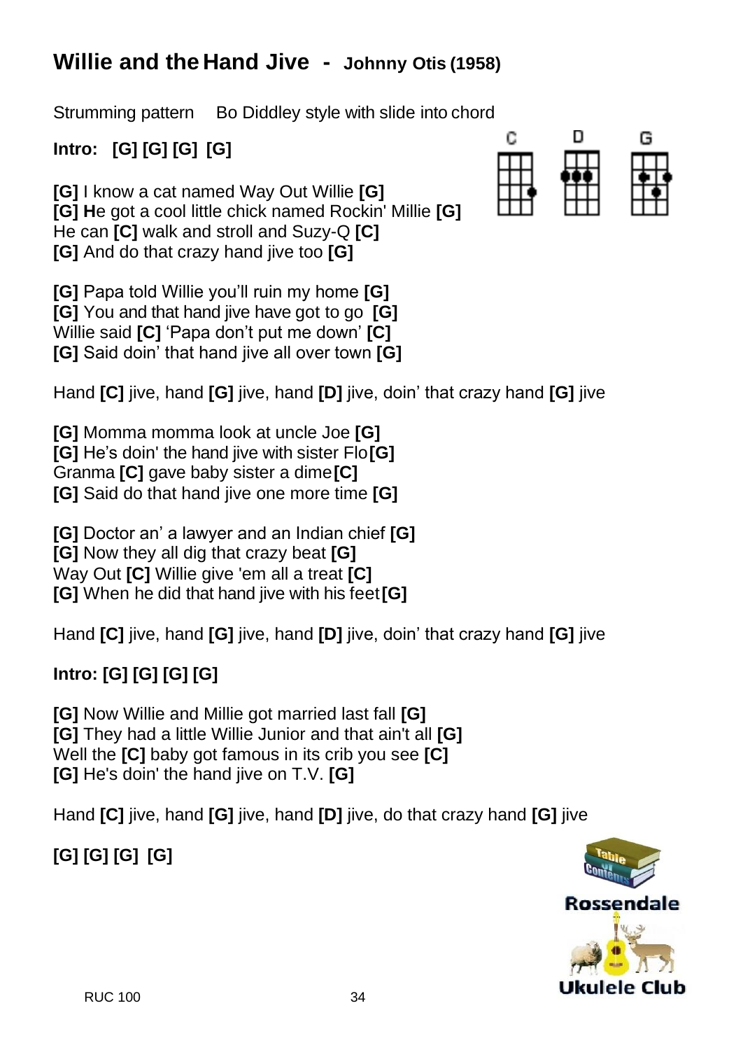# Willie and the Hand Jive - Johnny Otis (1958)

Strumming pattern Bo Diddley style with slide into chord

**Intro: [G] [G] [G] [G]**

**[G]** I know a cat named Way Out Willie **[G]**
**[G] H**e got a cool little chick named Rockin' Millie **[G]**
He can **[C]** walk and stroll and Suzy-Q **[C]**
**[G]** And do that crazy hand jive too **[G]**

**[G]** Papa told Willie you'll ruin my home **[G]**
**[G]** You and that hand jive have got to go **[G]**
Willie said **[C]** 'Papa don't put me down' **[C]**
**[G]** Said doin' that hand jive all over town **[G]**

Hand **[C]** jive, hand **[G]** jive, hand **[D]** jive, doin' that crazy hand **[G]** jive

**[G]** Momma momma look at uncle Joe **[G]**
**[G]** He's doin' the hand jive with sister Flo **[G]**
Granma **[C]** gave baby sister a dime **[C]**
**[G]** Said do that hand jive one more time **[G]**

**[G]** Doctor an' a lawyer and an Indian chief **[G]**
**[G]** Now they all dig that crazy beat **[G]**
Way Out **[C]** Willie give 'em all a treat **[C]**
**[G]** When he did that hand jive with his feet **[G]**

Hand **[C]** jive, hand **[G]** jive, hand **[D]** jive, doin' that crazy hand **[G]** jive

**Intro: [G] [G] [G] [G]**

**[G]** Now Willie and Millie got married last fall **[G]**
**[G]** They had a little Willie Junior and that ain't all **[G]**
Well the **[C]** baby got famous in its crib you see **[C]**
**[G]** He's doin' the hand jive on T.V. **[G]**

Hand **[C]** jive, hand **[G]** jive, hand **[D]** jive, do that crazy hand **[G]** jive

**[G] [G] [G] [G]**

Rossendale Ukulele Club

RUC 100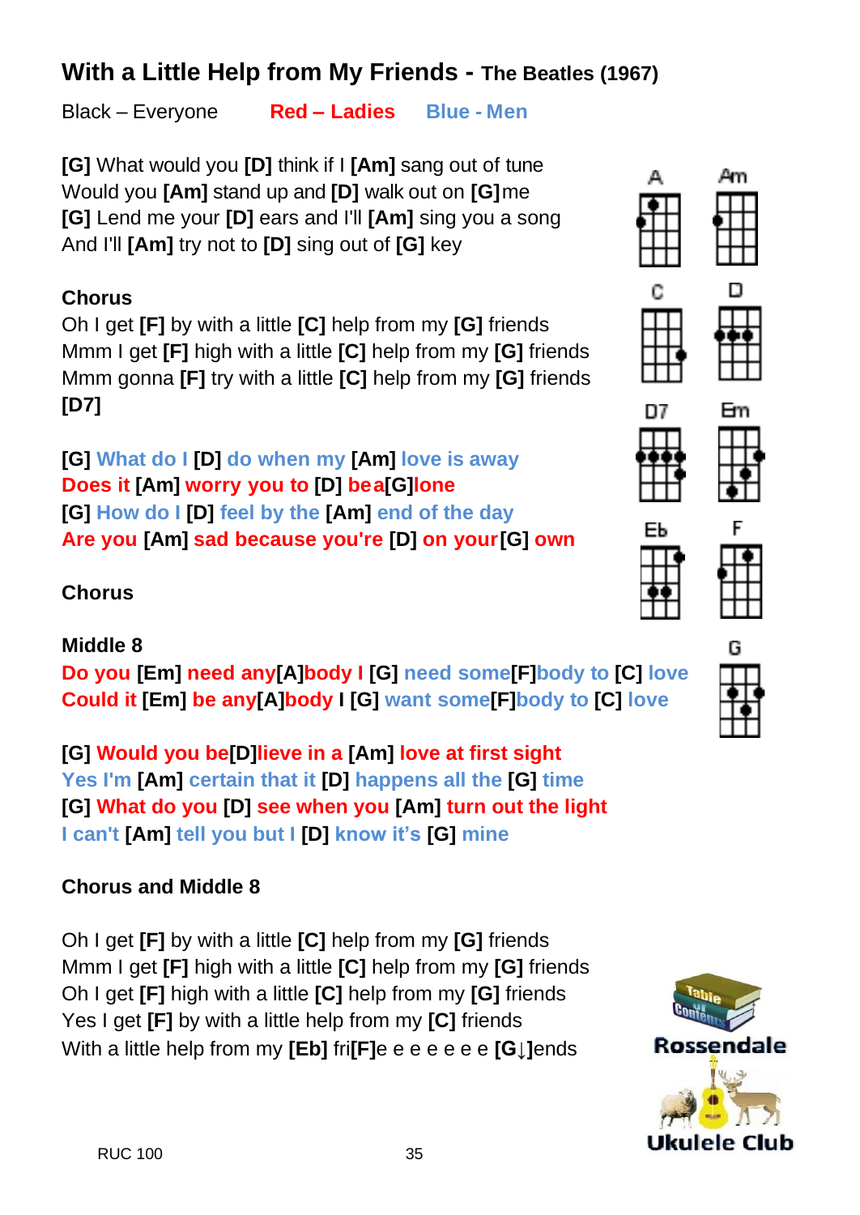## With a Little Help from My Friends - The Beatles (1967)

Black – Everyone **Red – Ladies** **Blue - Men**

**[G]** What would you **[D]** think if I **[Am]** sang out of tune
Would you **[Am]** stand up and **[D]** walk out on **[G]**me
**[G]** Lend me your **[D]** ears and I'll **[Am]** sing you a song
And I'll **[Am]** try not to **[D]** sing out of **[G]** key

**Chorus**
Oh I get **[F]** by with a little **[C]** help from my **[G]** friends
Mmm I get **[F]** high with a little **[C]** help from my **[G]** friends
Mmm gonna **[F]** try with a little **[C]** help from my **[G]** friends
**[D7]**

**[G]** What do I **[D]** do when my **[Am]** love is away
Does it **[Am]** worry you to **[D]** bea**[G]**lone
**[G]** How do I **[D]** feel by the **[Am]** end of the day
Are you **[Am]** sad because you're **[D]** on your**[G]** own

**Chorus**

**Middle 8**
Do you **[Em]** need any**[A]**body I **[G]** need some**[F]**body to **[C]** love
Could it **[Em]** be any**[A]**body I **[G]** want some**[F]**body to **[C]** love

**[G]** Would you be**[D]**lieve in a **[Am]** love at first sight
Yes I'm **[Am]** certain that it **[D]** happens all the **[G]** time
**[G]** What do you **[D]** see when you **[Am]** turn out the light
I can't **[Am]** tell you but I **[D]** know it's **[G]** mine

**Chorus and Middle 8**

Oh I get **[F]** by with a little **[C]** help from my **[G]** friends
Mmm I get **[F]** high with a little **[C]** help from my **[G]** friends
Oh I get **[F]** high with a little **[C]** help from my **[G]** friends
Yes I get **[F]** by with a little help from my **[C]** friends
With a little help from my **[Eb]** fri**[F]**e e e e e e e **[G↓]**ends

A Am C D D7 Em Eb F G

Table of Contents

Rossendale Ukulele Club

RUC 100